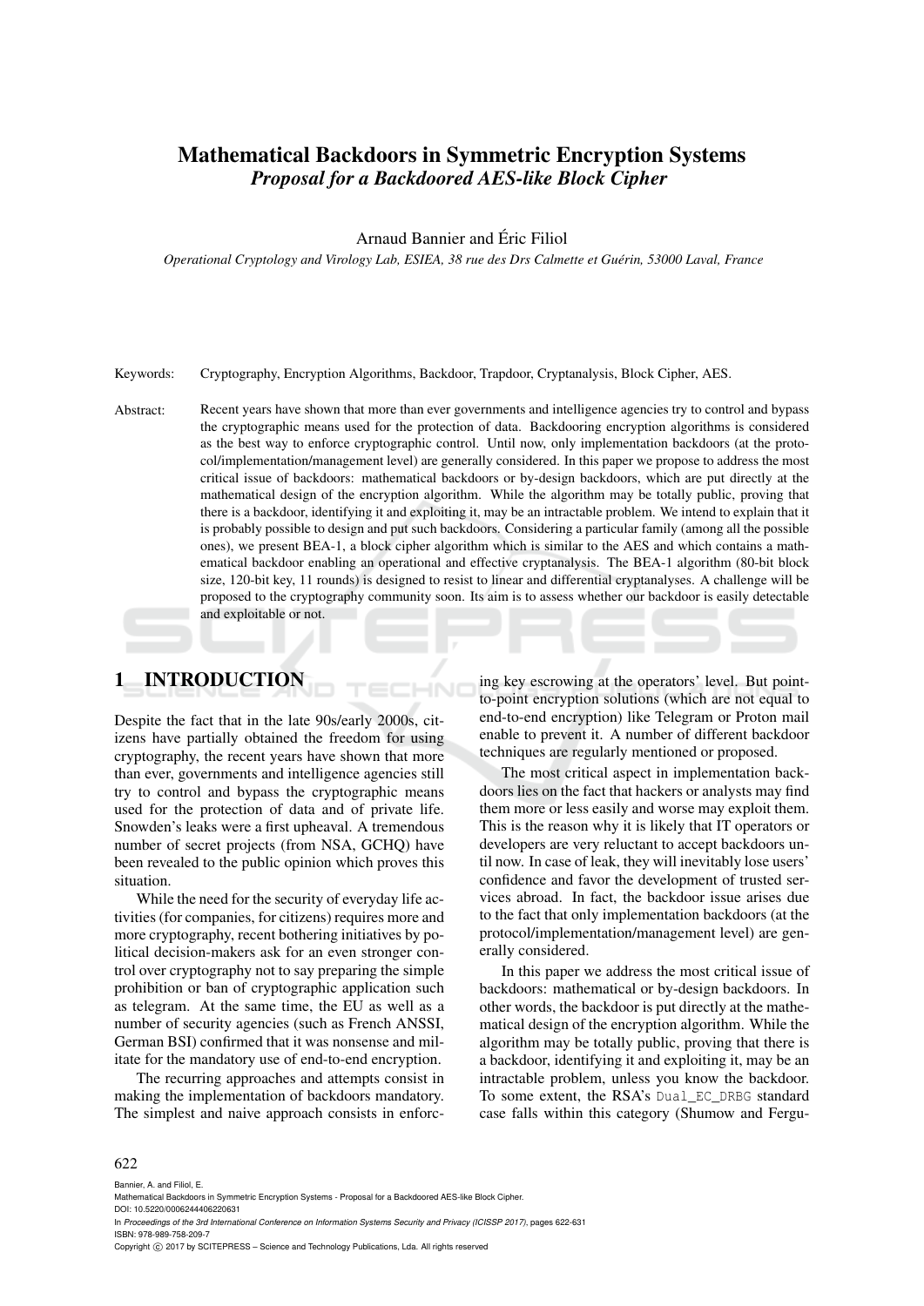# Mathematical Backdoors in Symmetric Encryption Systems

## *Proposal for a Backdoored AES-like Block Cipher*

Arnaud Bannier and Éric Filiol

*Operational Cryptology and Virology Lab, ESIEA, 38 rue des Drs Calmette et Guérin, 53000 Laval, France*

Keywords: Cryptography, Encryption Algorithms, Backdoor, Trapdoor, Cryptanalysis, Block Cipher, AES.

Abstract: Recent years have shown that more than ever governments and intelligence agencies try to control and bypass the cryptographic means used for the protection of data. Backdooring encryption algorithms is considered as the best way to enforce cryptographic control. Until now, only implementation backdoors (at the protocol/implementation/management level) are generally considered. In this paper we propose to address the most critical issue of backdoors: mathematical backdoors or by-design backdoors, which are put directly at the mathematical design of the encryption algorithm. While the algorithm may be totally public, proving that there is a backdoor, identifying it and exploiting it, may be an intractable problem. We intend to explain that it is probably possible to design and put such backdoors. Considering a particular family (among all the possible ones), we present BEA-1, a block cipher algorithm which is similar to the AES and which contains a mathematical backdoor enabling an operational and effective cryptanalysis. The BEA-1 algorithm (80-bit block size, 120-bit key, 11 rounds) is designed to resist to linear and differential cryptanalyses. A challenge will be proposed to the cryptography community soon. Its aim is to assess whether our backdoor is easily detectable and exploitable or not.

## 1 INTRODUCTION

Despite the fact that in the late 90s/early 2000s, citizens have partially obtained the freedom for using cryptography, the recent years have shown that more than ever, governments and intelligence agencies still try to control and bypass the cryptographic means used for the protection of data and of private life. Snowden's leaks were a first upheaval. A tremendous number of secret projects (from NSA, GCHQ) have been revealed to the public opinion which proves this situation.

While the need for the security of everyday life activities (for companies, for citizens) requires more and more cryptography, recent bothering initiatives by political decision-makers ask for an even stronger control over cryptography not to say preparing the simple prohibition or ban of cryptographic application such as telegram. At the same time, the EU as well as a number of security agencies (such as French ANSSI, German BSI) confirmed that it was nonsense and militate for the mandatory use of end-to-end encryption.

The recurring approaches and attempts consist in making the implementation of backdoors mandatory. The simplest and naive approach consists in enforcing key escrowing at the operators' level. But point-to-point encryption solutions (which are not equal to end-to-end encryption) like Telegram or Proton mail enable to prevent it. A number of different backdoor techniques are regularly mentioned or proposed.

The most critical aspect in implementation backdoors lies on the fact that hackers or analysts may find them more or less easily and worse may exploit them. This is the reason why it is likely that IT operators or developers are very reluctant to accept backdoors until now. In case of leak, they will inevitably lose users' confidence and favor the development of trusted services abroad. In fact, the backdoor issue arises due to the fact that only implementation backdoors (at the protocol/implementation/management level) are generally considered.

In this paper we address the most critical issue of backdoors: mathematical or by-design backdoors. In other words, the backdoor is put directly at the mathematical design of the encryption algorithm. While the algorithm may be totally public, proving that there is a backdoor, identifying it and exploiting it, may be an intractable problem, unless you know the backdoor. To some extent, the RSA's `Dual_EC_DRBG` standard case falls within this category (Shumow and Fergu-

Bannier, A. and Filiol, E.
Mathematical Backdoors in Symmetric Encryption Systems - Proposal for a Backdoored AES-like Block Cipher.
DOI: 10.5220/0006244406220631
In *Proceedings of the 3rd International Conference on Information Systems Security and Privacy (ICISSP 2017)*, pages 622-631
ISBN: 978-989-758-209-7
Copyright © 2017 by SCITEPRESS – Science and Technology Publications, Lda. All rights reserved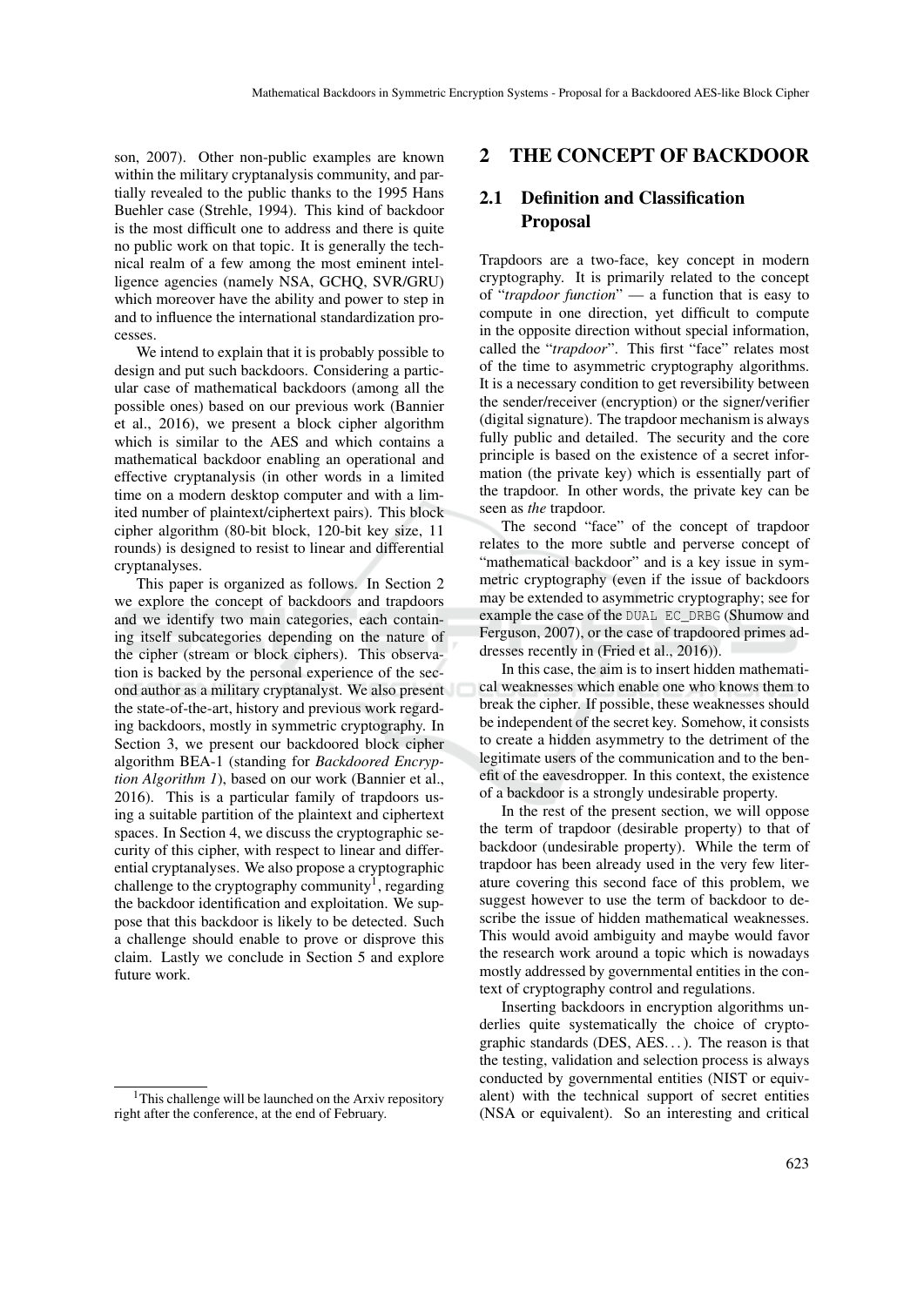son, 2007). Other non-public examples are known within the military cryptanalysis community, and partially revealed to the public thanks to the 1995 Hans Buehler case (Strehle, 1994). This kind of backdoor is the most difficult one to address and there is quite no public work on that topic. It is generally the technical realm of a few among the most eminent intelligence agencies (namely NSA, GCHQ, SVR/GRU) which moreover have the ability and power to step in and to influence the international standardization processes.

We intend to explain that it is probably possible to design and put such backdoors. Considering a particular case of mathematical backdoors (among all the possible ones) based on our previous work (Bannier et al., 2016), we present a block cipher algorithm which is similar to the AES and which contains a mathematical backdoor enabling an operational and effective cryptanalysis (in other words in a limited time on a modern desktop computer and with a limited number of plaintext/ciphertext pairs). This block cipher algorithm (80-bit block, 120-bit key size, 11 rounds) is designed to resist to linear and differential cryptanalyses.

This paper is organized as follows. In Section 2 we explore the concept of backdoors and trapdoors and we identify two main categories, each containing itself subcategories depending on the nature of the cipher (stream or block ciphers). This observation is backed by the personal experience of the second author as a military cryptanalyst. We also present the state-of-the-art, history and previous work regarding backdoors, mostly in symmetric cryptography. In Section 3, we present our backdoored block cipher algorithm BEA-1 (standing for *Backdoored Encryption Algorithm 1*), based on our work (Bannier et al., 2016). This is a particular family of trapdoors using a suitable partition of the plaintext and ciphertext spaces. In Section 4, we discuss the cryptographic security of this cipher, with respect to linear and differential cryptanalyses. We also propose a cryptographic challenge to the cryptography community[1], regarding the backdoor identification and exploitation. We suppose that this backdoor is likely to be detected. Such a challenge should enable to prove or disprove this claim. Lastly we conclude in Section 5 and explore future work.

[1]This challenge will be launched on the Arxiv repository right after the conference, at the end of February.

## 2 THE CONCEPT OF BACKDOOR

### 2.1 Definition and Classification Proposal

Trapdoors are a two-face, key concept in modern cryptography. It is primarily related to the concept of "*trapdoor function*" — a function that is easy to compute in one direction, yet difficult to compute in the opposite direction without special information, called the "*trapdoor*". This first "face" relates most of the time to asymmetric cryptography algorithms. It is a necessary condition to get reversibility between the sender/receiver (encryption) or the signer/verifier (digital signature). The trapdoor mechanism is always fully public and detailed. The security and the core principle is based on the existence of a secret information (the private key) which is essentially part of the trapdoor. In other words, the private key can be seen as *the* trapdoor.

The second "face" of the concept of trapdoor relates to the more subtle and perverse concept of "mathematical backdoor" and is a key issue in symmetric cryptography (even if the issue of backdoors may be extended to asymmetric cryptography; see for example the case of the `DUAL EC_DRBG` (Shumow and Ferguson, 2007), or the case of trapdoored primes addresses recently in (Fried et al., 2016)).

In this case, the aim is to insert hidden mathematical weaknesses which enable one who knows them to break the cipher. If possible, these weaknesses should be independent of the secret key. Somehow, it consists to create a hidden asymmetry to the detriment of the legitimate users of the communication and to the benefit of the eavesdropper. In this context, the existence of a backdoor is a strongly undesirable property.

In the rest of the present section, we will oppose the term of trapdoor (desirable property) to that of backdoor (undesirable property). While the term of trapdoor has been already used in the very few literature covering this second face of this problem, we suggest however to use the term of backdoor to describe the issue of hidden mathematical weaknesses. This would avoid ambiguity and maybe would favor the research work around a topic which is nowadays mostly addressed by governmental entities in the context of cryptography control and regulations.

Inserting backdoors in encryption algorithms underlies quite systematically the choice of cryptographic standards (DES, AES...). The reason is that the testing, validation and selection process is always conducted by governmental entities (NIST or equivalent) with the technical support of secret entities (NSA or equivalent). So an interesting and critical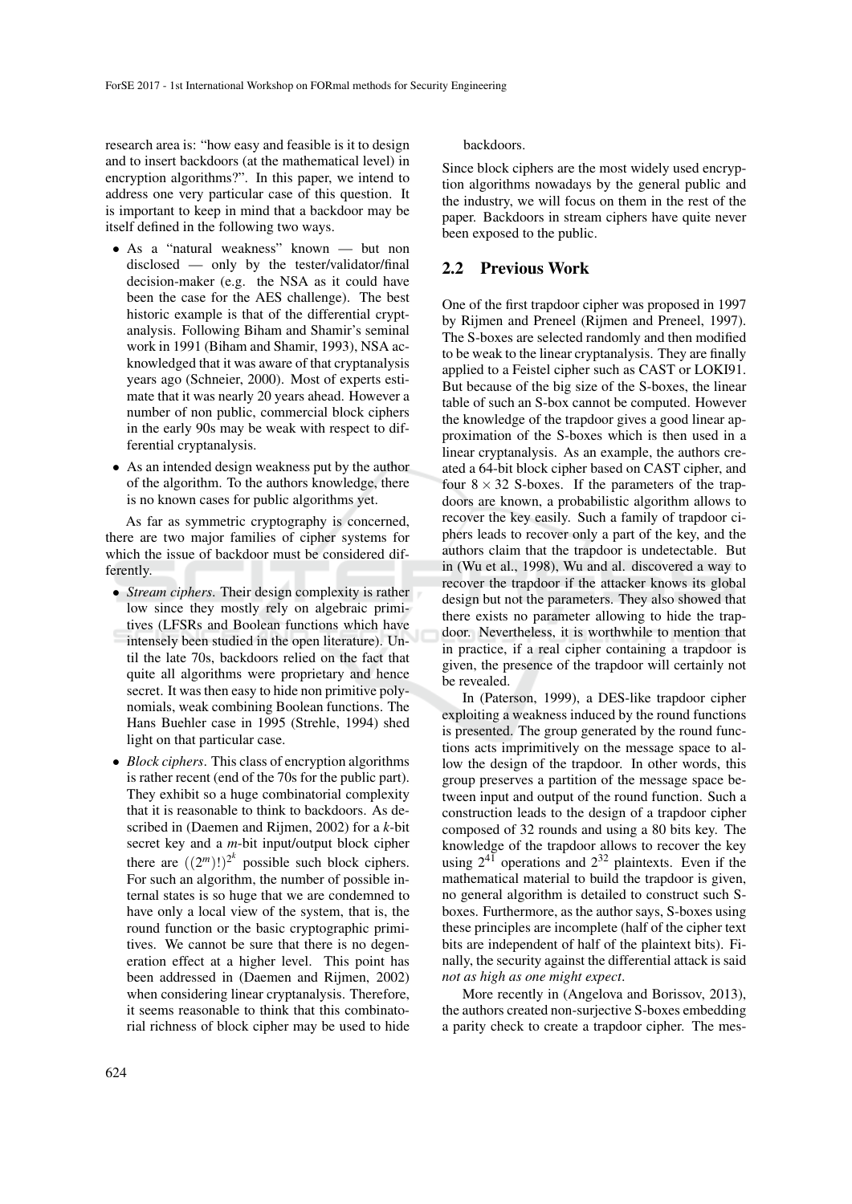research area is: "how easy and feasible is it to design and to insert backdoors (at the mathematical level) in encryption algorithms?". In this paper, we intend to address one very particular case of this question. It is important to keep in mind that a backdoor may be itself defined in the following two ways.

- As a "natural weakness" known — but non disclosed — only by the tester/validator/final decision-maker (e.g. the NSA as it could have been the case for the AES challenge). The best historic example is that of the differential cryptanalysis. Following Biham and Shamir's seminal work in 1991 (Biham and Shamir, 1993), NSA acknowledged that it was aware of that cryptanalysis years ago (Schneier, 2000). Most of experts estimate that it was nearly 20 years ahead. However a number of non public, commercial block ciphers in the early 90s may be weak with respect to differential cryptanalysis.
- As an intended design weakness put by the author of the algorithm. To the authors knowledge, there is no known cases for public algorithms yet.

As far as symmetric cryptography is concerned, there are two major families of cipher systems for which the issue of backdoor must be considered differently.

- *Stream ciphers*. Their design complexity is rather low since they mostly rely on algebraic primitives (LFSRs and Boolean functions which have intensely been studied in the open literature). Until the late 70s, backdoors relied on the fact that quite all algorithms were proprietary and hence secret. It was then easy to hide non primitive polynomials, weak combining Boolean functions. The Hans Buehler case in 1995 (Strehle, 1994) shed light on that particular case.
- *Block ciphers*. This class of encryption algorithms is rather recent (end of the 70s for the public part). They exhibit so a huge combinatorial complexity that it is reasonable to think to backdoors. As described in (Daemen and Rijmen, 2002) for a *k*-bit secret key and a *m*-bit input/output block cipher there are $((2^m)!)^{2^k}$ possible such block ciphers. For such an algorithm, the number of possible internal states is so huge that we are condemned to have only a local view of the system, that is, the round function or the basic cryptographic primitives. We cannot be sure that there is no degeneration effect at a higher level. This point has been addressed in (Daemen and Rijmen, 2002) when considering linear cryptanalysis. Therefore, it seems reasonable to think that this combinatorial richness of block cipher may be used to hide backdoors.

Since block ciphers are the most widely used encryption algorithms nowadays by the general public and the industry, we will focus on them in the rest of the paper. Backdoors in stream ciphers have quite never been exposed to the public.

## 2.2 Previous Work

One of the first trapdoor cipher was proposed in 1997 by Rijmen and Preneel (Rijmen and Preneel, 1997). The S-boxes are selected randomly and then modified to be weak to the linear cryptanalysis. They are finally applied to a Feistel cipher such as CAST or LOKI91. But because of the big size of the S-boxes, the linear table of such an S-box cannot be computed. However the knowledge of the trapdoor gives a good linear approximation of the S-boxes which is then used in a linear cryptanalysis. As an example, the authors created a 64-bit block cipher based on CAST cipher, and four $8 \times 32$ S-boxes. If the parameters of the trapdoors are known, a probabilistic algorithm allows to recover the key easily. Such a family of trapdoor ciphers leads to recover only a part of the key, and the authors claim that the trapdoor is undetectable. But in (Wu et al., 1998), Wu and al. discovered a way to recover the trapdoor if the attacker knows its global design but not the parameters. They also showed that there exists no parameter allowing to hide the trapdoor. Nevertheless, it is worthwhile to mention that in practice, if a real cipher containing a trapdoor is given, the presence of the trapdoor will certainly not be revealed.

In (Paterson, 1999), a DES-like trapdoor cipher exploiting a weakness induced by the round functions is presented. The group generated by the round functions acts imprimitively on the message space to allow the design of the trapdoor. In other words, this group preserves a partition of the message space between input and output of the round function. Such a construction leads to the design of a trapdoor cipher composed of 32 rounds and using a 80 bits key. The knowledge of the trapdoor allows to recover the key using $2^{41}$ operations and $2^{32}$ plaintexts. Even if the mathematical material to build the trapdoor is given, no general algorithm is detailed to construct such S-boxes. Furthermore, as the author says, S-boxes using these principles are incomplete (half of the cipher text bits are independent of half of the plaintext bits). Finally, the security against the differential attack is said *not as high as one might expect*.

More recently in (Angelova and Borissov, 2013), the authors created non-surjective S-boxes embedding a parity check to create a trapdoor cipher. The mes-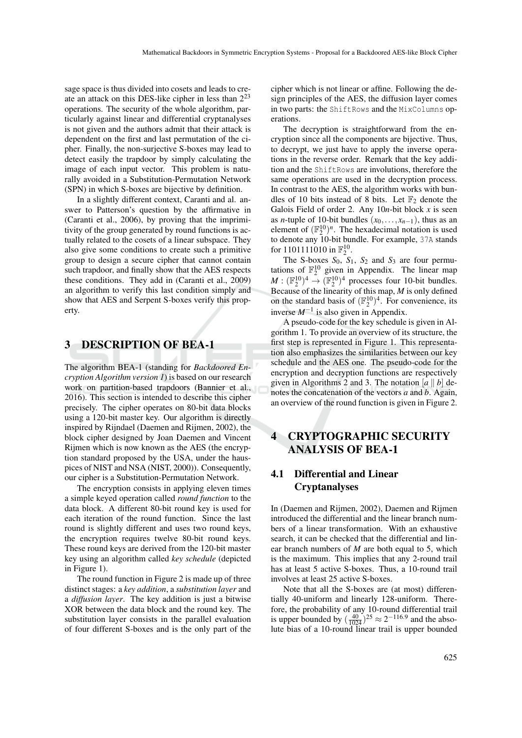sage space is thus divided into cosets and leads to create an attack on this DES-like cipher in less than $2^{23}$ operations. The security of the whole algorithm, particularly against linear and differential cryptanalyses is not given and the authors admit that their attack is dependent on the first and last permutation of the cipher. Finally, the non-surjective S-boxes may lead to detect easily the trapdoor by simply calculating the image of each input vector. This problem is naturally avoided in a Substitution-Permutation Network (SPN) in which S-boxes are bijective by definition.

In a slightly different context, Caranti and al. answer to Patterson's question by the affirmative in (Caranti et al., 2006), by proving that the imprimitivity of the group generated by round functions is actually related to the cosets of a linear subspace. They also give some conditions to create such a primitive group to design a secure cipher that cannot contain such trapdoor, and finally show that the AES respects these conditions. They add in (Caranti et al., 2009) an algorithm to verify this last condition simply and show that AES and Serpent S-boxes verify this property.

## 3 DESCRIPTION OF BEA-1

The algorithm BEA-1 (standing for *Backdoored Encryption Algorithm version 1*) is based on our research work on partition-based trapdoors (Bannier et al., 2016). This section is intended to describe this cipher precisely. The cipher operates on 80-bit data blocks using a 120-bit master key. Our algorithm is directly inspired by Rijndael (Daemen and Rijmen, 2002), the block cipher designed by Joan Daemen and Vincent Rijmen which is now known as the AES (the encryption standard proposed by the USA, under the hauspices of NIST and NSA (NIST, 2000)). Consequently, our cipher is a Substitution-Permutation Network.

The encryption consists in applying eleven times a simple keyed operation called *round function* to the data block. A different 80-bit round key is used for each iteration of the round function. Since the last round is slightly different and uses two round keys, the encryption requires twelve 80-bit round keys. These round keys are derived from the 120-bit master key using an algorithm called *key schedule* (depicted in Figure 1).

The round function in Figure 2 is made up of three distinct stages: a *key addition*, a *substitution layer* and a *diffusion layer*. The key addition is just a bitwise XOR between the data block and the round key. The substitution layer consists in the parallel evaluation of four different S-boxes and is the only part of the cipher which is not linear or affine. Following the design principles of the AES, the diffusion layer comes in two parts: the `ShiftRows` and the `MixColumns` operations.

The decryption is straightforward from the encryption since all the components are bijective. Thus, to decrypt, we just have to apply the inverse operations in the reverse order. Remark that the key addition and the `ShiftRows` are involutions, therefore the same operations are used in the decryption process. In contrast to the AES, the algorithm works with bundles of 10 bits instead of 8 bits. Let $\mathbb{F}_2$ denote the Galois Field of order 2. Any $10n$-bit block $x$ is seen as $n$-tuple of 10-bit bundles $(x_0, \ldots, x_{n-1})$, thus as an element of $(\mathbb{F}_2^{10})^n$. The hexadecimal notation is used to denote any 10-bit bundle. For example, `37A` stands for 1101111010 in $\mathbb{F}_2^{10}$.

The S-boxes $S_0$, $S_1$, $S_2$ and $S_3$ are four permutations of $\mathbb{F}_2^{10}$ given in Appendix. The linear map $M : (\mathbb{F}_2^{10})^4 \to (\mathbb{F}_2^{10})^4$ processes four 10-bit bundles. Because of the linearity of this map, $M$ is only defined on the standard basis of $(\mathbb{F}_2^{10})^4$. For convenience, its inverse $M^{-1}$ is also given in Appendix.

A pseudo-code for the key schedule is given in Algorithm 1. To provide an overview of its structure, the first step is represented in Figure 1. This representation also emphasizes the similarities between our key schedule and the AES one. The pseudo-code for the encryption and decryption functions are respectively given in Algorithms 2 and 3. The notation $[a \| b]$ denotes the concatenation of the vectors $a$ and $b$. Again, an overview of the round function is given in Figure 2.

## 4 CRYPTOGRAPHIC SECURITY ANALYSIS OF BEA-1

### 4.1 Differential and Linear Cryptanalyses

In (Daemen and Rijmen, 2002), Daemen and Rijmen introduced the differential and the linear branch numbers of a linear transformation. With an exhaustive search, it can be checked that the differential and linear branch numbers of $M$ are both equal to 5, which is the maximum. This implies that any 2-round trail has at least 5 active S-boxes. Thus, a 10-round trail involves at least 25 active S-boxes.

Note that all the S-boxes are (at most) differentially 40-uniform and linearly 128-uniform. Therefore, the probability of any 10-round differential trail is upper bounded by $(\frac{40}{1024})^{25} \approx 2^{-116.9}$ and the absolute bias of a 10-round linear trail is upper bounded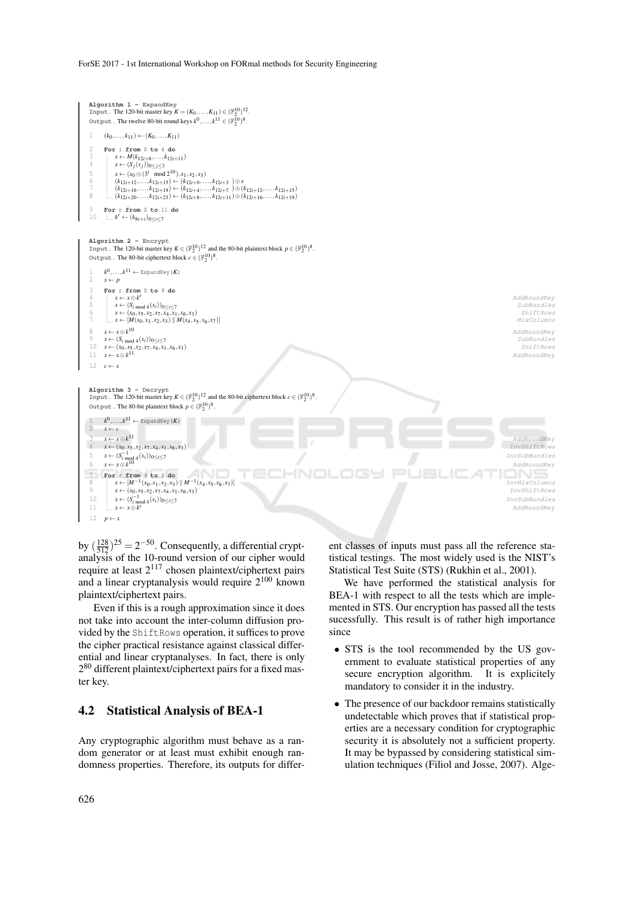**Algorithm 1 – ExpandKey**
Input. The 120-bit master key $K = (K_0, \ldots, K_{11}) \in (\mathbb{F}_2^{10})^{12}$.
Output. The twelve 80-bit round keys $k^0, \ldots, k^{11} \in (\mathbb{F}_2^{10})^8$.

```
1   (k_0,...,k_11) ← (K_0,...,K_11)
2   For i from 0 to 6 do
3       x ← M(k_{12i+8},...,k_{12i+11})
4       x ← (S_j(x_j))_{0≤j≤3}
5       x ← (x_0 ⊕ (3^i mod 2^10), x_1, x_2, x_3)
6       (k_{12i+12},...,k_{12i+15}) ← (k_{12i+0},...,k_{12i+3}) ⊕ x
7       (k_{12i+16},...,k_{12i+19}) ← (k_{12i+4},...,k_{12i+7}) ⊕ (k_{12i+12},...,k_{12i+15})
8       (k_{12i+20},...,k_{12i+23}) ← (k_{12i+8},...,k_{12i+11}) ⊕ (k_{12i+16},...,k_{12i+19})
9   For r from 0 to 11 do
10      k^r ← (k_{8r+i})_{0≤i≤7}
```

**Algorithm 2 – Encrypt**
Input. The 120-bit master key $K \in (\mathbb{F}_2^{10})^{12}$ and the 80-bit plaintext block $p \in (\mathbb{F}_2^{10})^8$.
Output. The 80-bit ciphertext block $c \in (\mathbb{F}_2^{10})^8$.

```
1   k^0,...,k^11 ← ExpandKey(K)
2   x ← p
3   For r from 0 to 9 do
4       x ← x ⊕ k^r                                              AddRoundKey
5       x ← (S_{i mod 4}(x_i))_{0≤i≤7}                           SubBundles
6       x ← (x_0, x_5, x_2, x_7, x_4, x_1, x_6, x_3)             ShiftRows
7       x ← [M(x_0,x_1,x_2,x_3) || M(x_4,x_5,x_6,x_7)]            MixColumns
8   x ← x ⊕ k^10                                                 AddRoundKey
9   x ← (S_{i mod 4}(x_i))_{0≤i≤7}                               SubBundles
10  x ← (x_0, x_5, x_2, x_7, x_4, x_1, x_6, x_3)                 ShiftRows
11  x ← x ⊕ k^11                                                 AddRoundKey
12  c ← x
```

**Algorithm 3 – Decrypt**
Input. The 120-bit master key $K \in (\mathbb{F}_2^{10})^{12}$ and the 80-bit ciphertext block $c \in (\mathbb{F}_2^{10})^8$.
Output. The 80-bit plaintext block $p \in (\mathbb{F}_2^{10})^8$.

```
1   k^0,...,k^11 ← ExpandKey(K)
2   x ← c
3   x ← x ⊕ k^11                                                 AddRoundKey
4   x ← (x_0, x_5, x_2, x_7, x_4, x_1, x_6, x_3)                 InvShiftRows
5   x ← (S^{-1}_{i mod 4}(x_i))_{0≤i≤7}                          InvSubBundles
6   x ← x ⊕ k^10                                                 AddRoundKey
7   For r from 9 to 0 do
8       x ← [M^{-1}(x_0,x_1,x_2,x_3) || M^{-1}(x_4,x_5,x_6,x_7)]  InvMixColumns
9       x ← (x_0, x_5, x_2, x_7, x_4, x_1, x_6, x_3)             InvShiftRows
10      x ← (S^{-1}_{i mod 4}(x_i))_{0≤i≤7}                      InvSubBundles
11      x ← x ⊕ k^r                                              AddRoundKey
12  p ← x
```

by $(\frac{128}{512})^{25} = 2^{-50}$. Consequently, a differential cryptanalysis of the 10-round version of our cipher would require at least $2^{117}$ chosen plaintext/ciphertext pairs and a linear cryptanalysis would require $2^{100}$ known plaintext/ciphertext pairs.

Even if this is a rough approximation since it does not take into account the inter-column diffusion provided by the ShiftRows operation, it suffices to prove the cipher practical resistance against classical differential and linear cryptanalyses. In fact, there is only $2^{80}$ different plaintext/ciphertext pairs for a fixed master key.

## 4.2 Statistical Analysis of BEA-1

Any cryptographic algorithm must behave as a random generator or at least must exhibit enough randomness properties. Therefore, its outputs for different classes of inputs must pass all the reference statistical testings. The most widely used is the NIST's Statistical Test Suite (STS) (Rukhin et al., 2001).

We have performed the statistical analysis for BEA-1 with respect to all the tests which are implemented in STS. Our encryption has passed all the tests sucessfully. This result is of rather high importance since

- STS is the tool recommended by the US government to evaluate statistical properties of any secure encryption algorithm. It is explicitely mandatory to consider it in the industry.
- The presence of our backdoor remains statistically undetectable which proves that if statistical properties are a necessary condition for cryptographic security it is absolutely not a sufficient property. It may be bypassed by considering statistical simulation techniques (Filiol and Josse, 2007). Alge-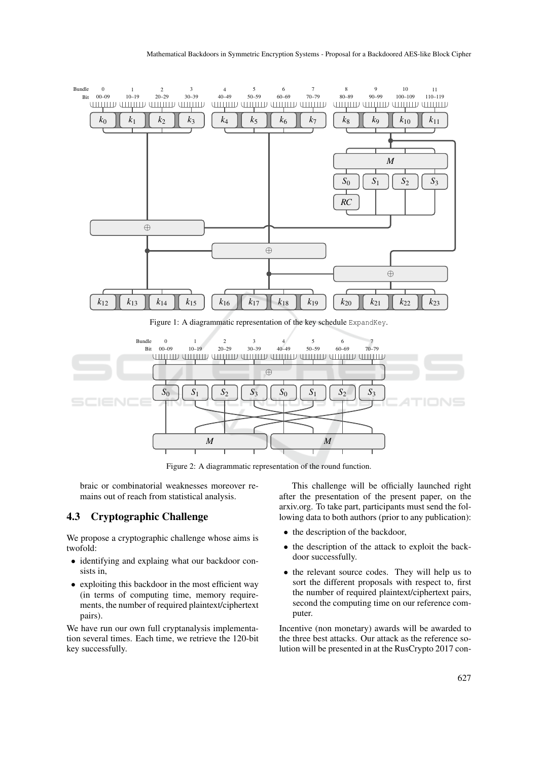Figure 1: A diagrammatic representation of the key schedule ExpandKey.

Figure 2: A diagrammatic representation of the round function.

braic or combinatorial weaknesses moreover remains out of reach from statistical analysis.

### 4.3 Cryptographic Challenge

We propose a cryptographic challenge whose aims is twofold:

- identifying and explaing what our backdoor consists in,
- exploiting this backdoor in the most efficient way (in terms of computing time, memory requirements, the number of required plaintext/ciphertext pairs).

We have run our own full cryptanalysis implementation several times. Each time, we retrieve the 120-bit key successfully.

This challenge will be officially launched right after the presentation of the present paper, on the arxiv.org. To take part, participants must send the following data to both authors (prior to any publication):

- the description of the backdoor,
- the description of the attack to exploit the backdoor successfully.
- the relevant source codes. They will help us to sort the different proposals with respect to, first the number of required plaintext/ciphertext pairs, second the computing time on our reference computer.

Incentive (non monetary) awards will be awarded to the three best attacks. Our attack as the reference solution will be presented in at the RusCrypto 2017 con-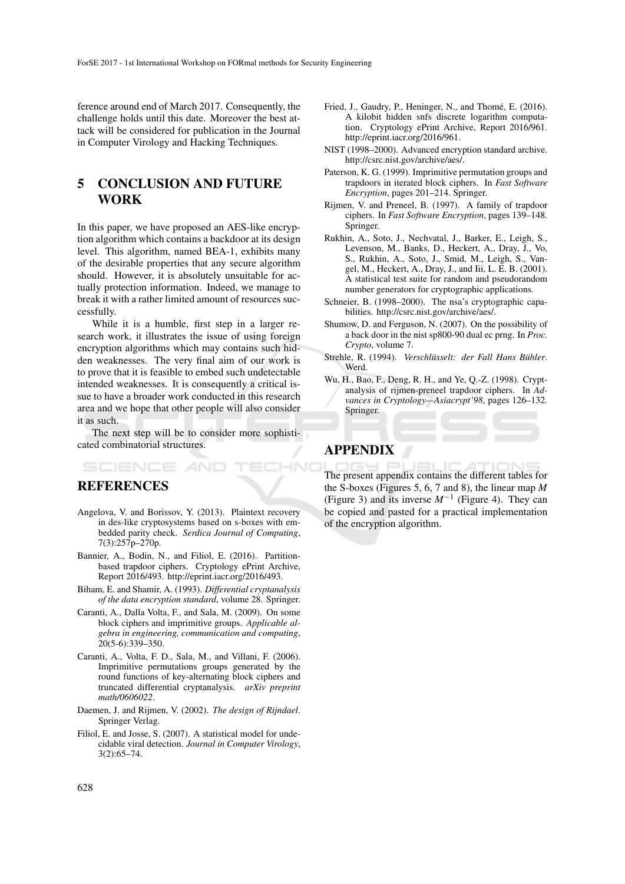ference around end of March 2017. Consequently, the challenge holds until this date. Moreover the best attack will be considered for publication in the Journal in Computer Virology and Hacking Techniques.

## 5 CONCLUSION AND FUTURE WORK

In this paper, we have proposed an AES-like encryption algorithm which contains a backdoor at its design level. This algorithm, named BEA-1, exhibits many of the desirable properties that any secure algorithm should. However, it is absolutely unsuitable for actually protection information. Indeed, we manage to break it with a rather limited amount of resources successfully.

While it is a humble, first step in a larger research work, it illustrates the issue of using foreign encryption algorithms which may contains such hidden weaknesses. The very final aim of our work is to prove that it is feasible to embed such undetectable intended weaknesses. It is consequently a critical issue to have a broader work conducted in this research area and we hope that other people will also consider it as such.

The next step will be to consider more sophisticated combinatorial structures.

## REFERENCES

Angelova, V. and Borissov, Y. (2013). Plaintext recovery in des-like cryptosystems based on s-boxes with embedded parity check. *Serdica Journal of Computing*, 7(3):257p–270p.

Bannier, A., Bodin, N., and Filiol, E. (2016). Partition-based trapdoor ciphers. Cryptology ePrint Archive, Report 2016/493. http://eprint.iacr.org/2016/493.

Biham, E. and Shamir, A. (1993). *Differential cryptanalysis of the data encryption standard*, volume 28. Springer.

Caranti, A., Dalla Volta, F., and Sala, M. (2009). On some block ciphers and imprimitive groups. *Applicable algebra in engineering, communication and computing*, 20(5-6):339–350.

Caranti, A., Volta, F. D., Sala, M., and Villani, F. (2006). Imprimitive permutations groups generated by the round functions of key-alternating block ciphers and truncated differential cryptanalysis. *arXiv preprint math/0606022*.

Daemen, J. and Rijmen, V. (2002). *The design of Rijndael*. Springer Verlag.

Filiol, E. and Josse, S. (2007). A statistical model for undecidable viral detection. *Journal in Computer Virology*, 3(2):65–74.

Fried, J., Gaudry, P., Heninger, N., and Thomé, E. (2016). A kilobit hidden snfs discrete logarithm computation. Cryptology ePrint Archive, Report 2016/961. http://eprint.iacr.org/2016/961.

NIST (1998–2000). Advanced encryption standard archive. http://csrc.nist.gov/archive/aes/.

Paterson, K. G. (1999). Imprimitive permutation groups and trapdoors in iterated block ciphers. In *Fast Software Encryption*, pages 201–214. Springer.

Rijmen, V. and Preneel, B. (1997). A family of trapdoor ciphers. In *Fast Software Encryption*, pages 139–148. Springer.

Rukhin, A., Soto, J., Nechvatal, J., Barker, E., Leigh, S., Levenson, M., Banks, D., Heckert, A., Dray, J., Vo, S., Rukhin, A., Soto, J., Smid, M., Leigh, S., Vangel, M., Heckert, A., Dray, J., and Iii, L. E. B. (2001). A statistical test suite for random and pseudorandom number generators for cryptographic applications.

Schneier, B. (1998–2000). The nsa's cryptographic capabilities. http://csrc.nist.gov/archive/aes/.

Shumow, D. and Ferguson, N. (2007). On the possibility of a back door in the nist sp800-90 dual ec prng. In *Proc. Crypto*, volume 7.

Strehle, R. (1994). *Verschlüsselt: der Fall Hans Bühler*. Werd.

Wu, H., Bao, F., Deng, R. H., and Ye, Q.-Z. (1998). Cryptanalysis of rijmen-preneel trapdoor ciphers. In *Advances in Cryptology—Asiacrypt'98*, pages 126–132. Springer.

## APPENDIX

The present appendix contains the different tables for the S-boxes (Figures 5, 6, 7 and 8), the linear map $M$ (Figure 3) and its inverse $M^{-1}$ (Figure 4). They can be copied and pasted for a practical implementation of the encryption algorithm.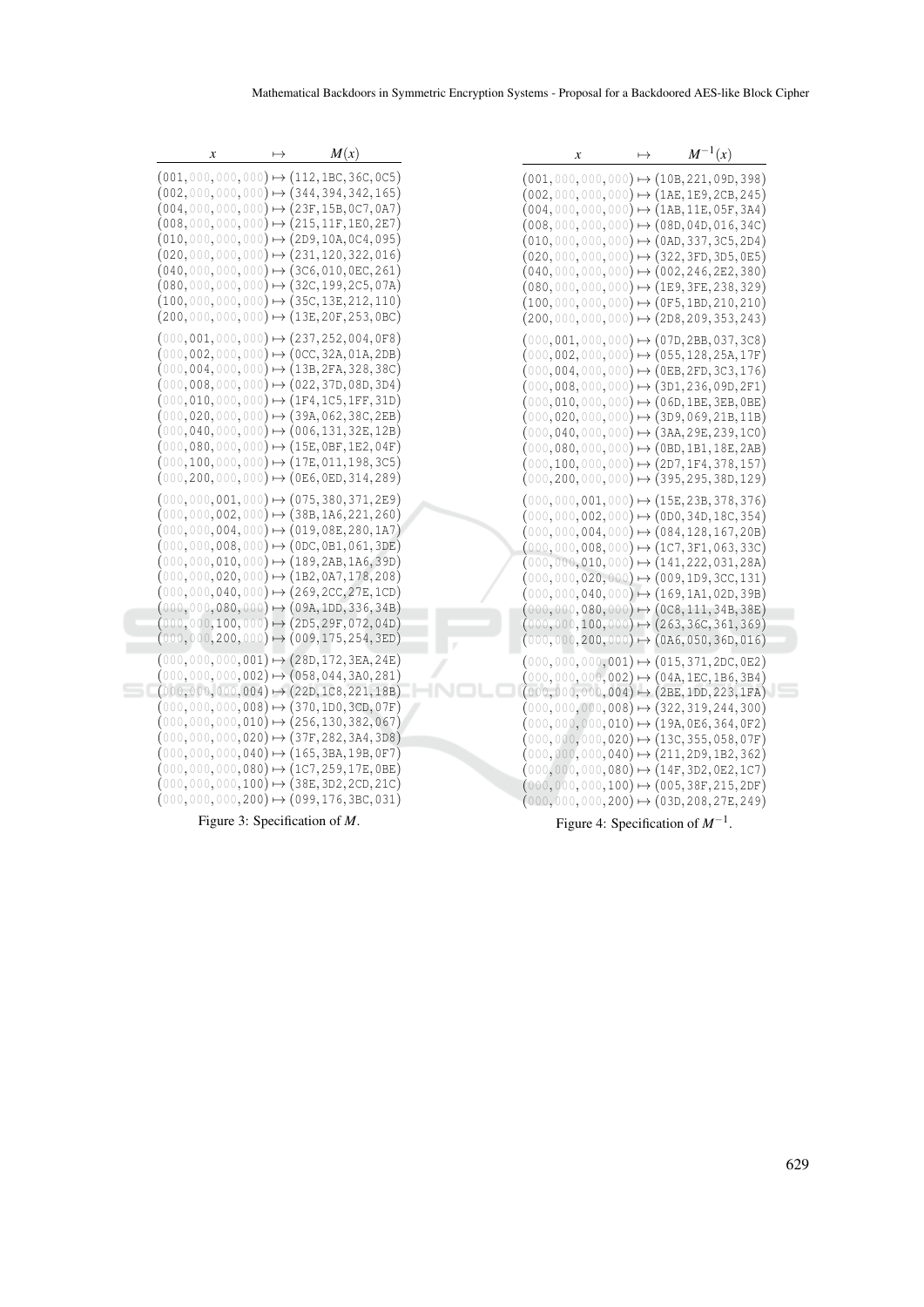| $x$ | $\mapsto$ | $M(x)$ |
|---|---|---|
| (001,000,000,000) | $\mapsto$ | (112,1BC,36C,0C5) |
| (002,000,000,000) | $\mapsto$ | (344,394,342,165) |
| (004,000,000,000) | $\mapsto$ | (23F,15B,0C7,0A7) |
| (008,000,000,000) | $\mapsto$ | (215,11F,1E0,2E7) |
| (010,000,000,000) | $\mapsto$ | (2D9,10A,0C4,095) |
| (020,000,000,000) | $\mapsto$ | (231,120,322,016) |
| (040,000,000,000) | $\mapsto$ | (3C6,010,0EC,261) |
| (080,000,000,000) | $\mapsto$ | (32C,199,2C5,07A) |
| (100,000,000,000) | $\mapsto$ | (35C,13E,212,110) |
| (200,000,000,000) | $\mapsto$ | (13E,20F,253,0BC) |
| (000,001,000,000) | $\mapsto$ | (237,252,004,0F8) |
| (000,002,000,000) | $\mapsto$ | (0CC,32A,01A,2DB) |
| (000,004,000,000) | $\mapsto$ | (13B,2FA,328,38C) |
| (000,008,000,000) | $\mapsto$ | (022,37D,08D,3D4) |
| (000,010,000,000) | $\mapsto$ | (1F4,1C5,1FF,31D) |
| (000,020,000,000) | $\mapsto$ | (39A,062,38C,2EB) |
| (000,040,000,000) | $\mapsto$ | (006,131,32E,12B) |
| (000,080,000,000) | $\mapsto$ | (15E,0BF,1E2,04F) |
| (000,100,000,000) | $\mapsto$ | (17E,011,198,3C5) |
| (000,200,000,000) | $\mapsto$ | (0E6,0ED,314,289) |
| (000,000,001,000) | $\mapsto$ | (075,380,371,2E9) |
| (000,000,002,000) | $\mapsto$ | (38B,1A6,221,260) |
| (000,000,004,000) | $\mapsto$ | (019,08E,280,1A7) |
| (000,000,008,000) | $\mapsto$ | (0DC,0B1,061,3DE) |
| (000,000,010,000) | $\mapsto$ | (189,2AB,1A6,39D) |
| (000,000,020,000) | $\mapsto$ | (1B2,0A7,178,208) |
| (000,000,040,000) | $\mapsto$ | (269,2CC,27E,1CD) |
| (000,000,080,000) | $\mapsto$ | (09A,1DD,336,34B) |
| (000,000,100,000) | $\mapsto$ | (2D5,29F,072,04D) |
| (000,000,200,000) | $\mapsto$ | (009,175,254,3ED) |
| (000,000,000,001) | $\mapsto$ | (28D,172,3EA,24E) |
| (000,000,000,002) | $\mapsto$ | (058,044,3A0,281) |
| (000,000,000,004) | $\mapsto$ | (22D,1C8,221,18B) |
| (000,000,000,008) | $\mapsto$ | (370,1D0,3CD,07F) |
| (000,000,000,010) | $\mapsto$ | (256,130,382,067) |
| (000,000,000,020) | $\mapsto$ | (37F,282,3A4,3D8) |
| (000,000,000,040) | $\mapsto$ | (165,3BA,19B,0F7) |
| (000,000,000,080) | $\mapsto$ | (1C7,259,17E,0BE) |
| (000,000,000,100) | $\mapsto$ | (38E,3D2,2CD,21C) |
| (000,000,000,200) | $\mapsto$ | (099,176,3BC,031) |

Figure 3: Specification of $M$.

| $x$ | $\mapsto$ | $M^{-1}(x)$ |
|---|---|---|
| (001,000,000,000) | $\mapsto$ | (10B,221,09D,398) |
| (002,000,000,000) | $\mapsto$ | (1AE,1E9,2CB,245) |
| (004,000,000,000) | $\mapsto$ | (1AB,11E,05F,3A4) |
| (008,000,000,000) | $\mapsto$ | (08D,04D,016,34C) |
| (010,000,000,000) | $\mapsto$ | (0AD,337,3C5,2D4) |
| (020,000,000,000) | $\mapsto$ | (322,3FD,3D5,0E5) |
| (040,000,000,000) | $\mapsto$ | (002,246,2E2,380) |
| (080,000,000,000) | $\mapsto$ | (1E9,3FE,238,329) |
| (100,000,000,000) | $\mapsto$ | (0F5,1BD,210,210) |
| (200,000,000,000) | $\mapsto$ | (2D8,209,353,243) |
| (000,001,000,000) | $\mapsto$ | (07D,2BB,037,3C8) |
| (000,002,000,000) | $\mapsto$ | (055,128,25A,17F) |
| (000,004,000,000) | $\mapsto$ | (0EB,2FD,3C3,176) |
| (000,008,000,000) | $\mapsto$ | (3D1,236,09D,2F1) |
| (000,010,000,000) | $\mapsto$ | (06D,1BE,3EB,0BE) |
| (000,020,000,000) | $\mapsto$ | (3D9,069,21B,11B) |
| (000,040,000,000) | $\mapsto$ | (3AA,29E,239,1C0) |
| (000,080,000,000) | $\mapsto$ | (0BD,1B1,18E,2AB) |
| (000,100,000,000) | $\mapsto$ | (2D7,1F4,378,157) |
| (000,200,000,000) | $\mapsto$ | (395,295,38D,129) |
| (000,000,001,000) | $\mapsto$ | (15E,23B,378,376) |
| (000,000,002,000) | $\mapsto$ | (0D0,34D,18C,354) |
| (000,000,004,000) | $\mapsto$ | (084,128,167,20B) |
| (000,000,008,000) | $\mapsto$ | (1C7,3F1,063,33C) |
| (000,000,010,000) | $\mapsto$ | (141,222,031,28A) |
| (000,000,020,000) | $\mapsto$ | (009,1D9,3CC,131) |
| (000,000,040,000) | $\mapsto$ | (169,1A1,02D,39B) |
| (000,000,080,000) | $\mapsto$ | (0C8,111,34B,38E) |
| (000,000,100,000) | $\mapsto$ | (263,36C,361,369) |
| (000,000,200,000) | $\mapsto$ | (0A6,050,36D,016) |
| (000,000,000,001) | $\mapsto$ | (015,371,2DC,0E2) |
| (000,000,000,002) | $\mapsto$ | (04A,1EC,1B6,3B4) |
| (000,000,000,004) | $\mapsto$ | (2BE,1DD,223,1FA) |
| (000,000,000,008) | $\mapsto$ | (322,319,244,300) |
| (000,000,000,010) | $\mapsto$ | (19A,0E6,364,0F2) |
| (000,000,000,020) | $\mapsto$ | (13C,355,058,07F) |
| (000,000,000,040) | $\mapsto$ | (211,2D9,1B2,362) |
| (000,000,000,080) | $\mapsto$ | (14F,3D2,0E2,1C7) |
| (000,000,000,100) | $\mapsto$ | (005,38F,215,2DF) |
| (000,000,000,200) | $\mapsto$ | (03D,208,27E,249) |

Figure 4: Specification of $M^{-1}$.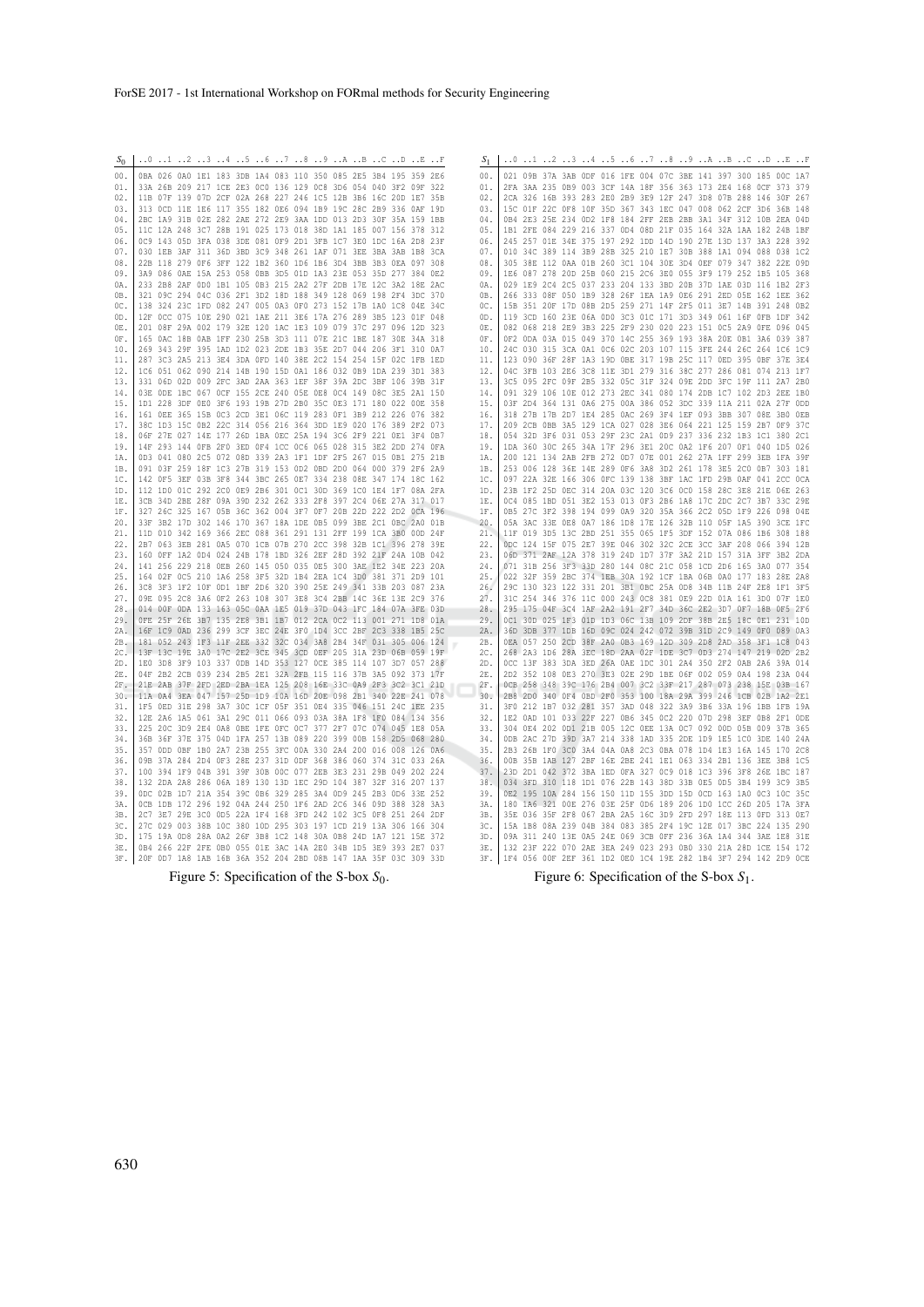| $S_0$ | ..0 | ..1 | ..2 | ..3 | ..4 | ..5 | ..6 | ..7 | ..8 | ..9 | ..A | ..B | ..C | ..D | ..E | ..F |
|---|---|---|---|---|---|---|---|---|---|---|---|---|---|---|---|---|
| 00. | 0BA | 026 | 0A0 | 1E1 | 183 | 3DB | 1A4 | 083 | 110 | 350 | 085 | 2E5 | 3B4 | 195 | 359 | 2E6 |
| 01. | 33A | 26B | 209 | 217 | 1CE | 2E3 | 0C0 | 136 | 129 | 0C8 | 3D6 | 054 | 040 | 3F2 | 09F | 322 |
| 02. | 11B | 07F | 139 | 07D | 2CF | 02A | 268 | 227 | 246 | 1C5 | 12B | 3B6 | 16C | 20D | 1E7 | 35B |
| 03. | 313 | 0CD | 11E | 1E6 | 117 | 355 | 182 | 0E6 | 094 | 1B9 | 19C | 28C | 2B9 | 336 | 0AF | 19D |
| 04. | 2BC | 1A9 | 31B | 02E | 282 | 2AE | 272 | 2E9 | 3AA | 1DD | 013 | 2D3 | 30F | 35A | 159 | 1BB |
| 05. | 11C | 12A | 248 | 3C7 | 28B | 191 | 025 | 173 | 018 | 38D | 1A1 | 185 | 007 | 156 | 378 | 312 |
| 06. | 0C9 | 143 | 05D | 3FA | 038 | 3DE | 081 | 0F9 | 2D1 | 3FB | 1C7 | 3E0 | 1DC | 16A | 2D8 | 23F |
| 07. | 030 | 1EB | 3AF | 311 | 36D | 3BD | 3C9 | 348 | 261 | 1AF | 071 | 3EE | 3BA | 3AB | 1B8 | 3CA |
| 08. | 22B | 118 | 279 | 0F6 | 3FF | 122 | 1B2 | 360 | 1D6 | 1B6 | 3D4 | 3BB | 3B3 | 0EA | 097 | 308 |
| 09. | 3A9 | 086 | 0AE | 15A | 253 | 058 | 0BB | 3D5 | 01D | 1A3 | 23E | 053 | 35D | 277 | 384 | 0E2 |
| 0A. | 233 | 2B8 | 2AF | 0D0 | 1B1 | 105 | 0B3 | 215 | 2A2 | 27F | 2DB | 17E | 12C | 3A2 | 18E | 2AC |
| 0B. | 321 | 09C | 294 | 04C | 036 | 2F1 | 3D2 | 18D | 188 | 349 | 128 | 069 | 198 | 2F4 | 3DC | 370 |
| 0C. | 138 | 324 | 23C | 1FD | 082 | 247 | 005 | 0A3 | 0F0 | 273 | 152 | 17B | 1A0 | 1C8 | 04E | 34C |
| 0D. | 12F | 0CC | 075 | 10E | 290 | 021 | 1AE | 211 | 3E6 | 17A | 276 | 289 | 3B5 | 123 | 01F | 048 |
| 0E. | 201 | 08F | 29A | 002 | 179 | 32E | 120 | 1AC | 1E3 | 109 | 079 | 37C | 297 | 096 | 12D | 323 |
| 0F. | 165 | 0AC | 18B | 0AB | 1FF | 230 | 25B | 3D3 | 111 | 07E | 21C | 1BE | 187 | 30E | 34A | 318 |
| 10. | 269 | 343 | 29F | 395 | 1AD | 1D2 | 023 | 2DE | 1B3 | 35E | 2D7 | 044 | 206 | 3F1 | 310 | 0A7 |
| 11. | 287 | 3C3 | 2A5 | 213 | 3E4 | 3DA | 0FD | 140 | 38E | 2C2 | 154 | 254 | 15F | 02C | 1FB | 1ED |
| 12. | 1C6 | 051 | 062 | 090 | 214 | 14B | 190 | 15D | 0A1 | 186 | 032 | 0B9 | 1DA | 239 | 3D1 | 383 |
| 13. | 331 | 06D | 02D | 009 | 2FC | 3AD | 2AA | 363 | 1EF | 38F | 39A | 2DC | 3BF | 106 | 39B | 31F |
| 14. | 03E | 0DE | 1BC | 067 | 0CF | 155 | 2C8 | 240 | 05E | 0E8 | 0C4 | 149 | 08C | 3E5 | 2A1 | 150 |
| 15. | 1D1 | 228 | 3DF | 0E0 | 3F6 | 193 | 19B | 27D | 2B0 | 35C | 0E3 | 171 | 180 | 022 | 00E | 358 |
| 16. | 161 | 0EE | 365 | 15B | 0C3 | 2CD | 3E1 | 06C | 119 | 283 | 0F1 | 3B9 | 212 | 226 | 076 | 382 |
| 17. | 38C | 1D3 | 15C | 0B2 | 22C | 314 | 056 | 216 | 364 | 3DD | 1E9 | 020 | 176 | 3B9 | 2F2 | 073 |
| 18. | 06F | 27E | 027 | 14E | 177 | 26D | 1BA | 0EC | 25A | 194 | 3C6 | 2F9 | 221 | 0E1 | 3F4 | 0B7 |
| 19. | 14F | 293 | 144 | 0FB | 2F0 | 3ED | 0F4 | 1CC | 0C6 | 065 | 028 | 315 | 3E2 | 2DD | 274 | 0FA |
| 1A. | 0D3 | 041 | 080 | 2C5 | 072 | 08D | 339 | 2A3 | 1F1 | 1DF | 2F5 | 267 | 015 | 0B1 | 275 | 21B |
| 1B. | 091 | 03F | 259 | 18F | 1C3 | 27B | 319 | 153 | 0D2 | 0BD | 2D0 | 064 | 000 | 379 | 2F6 | 2A9 |
| 1C. | 142 | 0F5 | 3EF | 03B | 3F8 | 344 | 3BC | 265 | 0E7 | 334 | 238 | 08E | 347 | 174 | 18C | 162 |
| 1D. | 112 | 1D0 | 01C | 292 | 2C0 | 0E9 | 2B6 | 301 | 0C1 | 30D | 369 | 1C0 | 1E4 | 1F7 | 08A | 2FA |
| 1E. | 3CB | 34D | 2BE | 28F | 09A | 39D | 232 | 262 | 333 | 2F8 | 397 | 2C4 | 06E | 27A | 317 | 017 |
| 1F. | 327 | 26C | 325 | 167 | 05B | 36C | 362 | 004 | 3F7 | 0F7 | 20B | 22D | 222 | 2D2 | 0CA | 196 |
| 20. | 33F | 3B2 | 17D | 302 | 146 | 170 | 367 | 18A | 1DE | 0B5 | 099 | 3BE | 2C1 | 0BC | 2AD | 01B |
| 21. | 11D | 010 | 342 | 169 | 366 | 2EC | 088 | 361 | 291 | 131 | 2FF | 199 | 1CA | 3B0 | 00D | 24F |
| 22. | 2B7 | 063 | 3EB | 281 | 0A5 | 070 | 1CB | 07B | 270 | 2CC | 398 | 32B | 1C1 | 396 | 278 | 39E |
| 23. | 160 | 0FF | 1A2 | 0D4 | 024 | 24B | 178 | 1BD | 326 | 2EF | 28D | 392 | 21F | 24A | 10B | 042 |
| 24. | 141 | 256 | 229 | 218 | 0EB | 260 | 145 | 050 | 035 | 0E5 | 300 | 3AE | 1E2 | 34E | 223 | 20A |
| 25. | 164 | 02F | 0C5 | 210 | 1A6 | 258 | 3F5 | 32D | 1B4 | 2EA | 1C4 | 3D0 | 381 | 371 | 2D9 | 101 |
| 26. | 3C8 | 3F3 | 1F2 | 10F | 0D1 | 1BF | 2D6 | 320 | 390 | 25E | 249 | 341 | 33B | 203 | 087 | 23A |
| 27. | 09E | 095 | 2C8 | 3A6 | 0F2 | 263 | 108 | 307 | 3E8 | 3C4 | 2BB | 14C | 36E | 13E | 2C9 | 376 |
| 28. | 014 | 00F | 0DA | 133 | 163 | 05C | 0AA | 1E5 | 019 | 37D | 043 | 1FC | 184 | 07A | 3FE | 03D |
| 29. | 0FE | 25F | 26E | 3B7 | 135 | 2E8 | 3B1 | 1B7 | 012 | 2CA | 0C2 | 113 | 001 | 271 | 1D8 | 01A |
| 2A. | 16F | 1C9 | 0AD | 236 | 299 | 3CF | 3EC | 24E | 3F0 | 1D4 | 3CC | 2BF | 2C3 | 338 | 1B5 | 25C |
| 2B. | 181 | 052 | 243 | 1F3 | 11F | 2EE | 332 | 32C | 034 | 3A8 | 2B4 | 34F | 031 | 305 | 006 | 124 |
| 2C. | 13F | 13C | 19E | 3A0 | 17C | 2E2 | 3CE | 345 | 3CD | 0EF | 205 | 31A | 23D | 06B | 059 | 19F |
| 2D. | 1E0 | 3D8 | 3F9 | 103 | 337 | 0DB | 14D | 353 | 127 | 0CE | 385 | 114 | 107 | 3D7 | 057 | 288 |
| 2E. | 04F | 2B2 | 2CB | 039 | 234 | 2B5 | 2E1 | 32A | 2FB | 115 | 116 | 37B | 3A5 | 092 | 373 | 17F |
| 2F. | 21E | 2AB | 37F | 2FD | 2ED | 2BA | 1EA | 125 | 208 | 16E | 33C | 0A9 | 2F3 | 3C2 | 3C1 | 21D |
| 30. | 11A | 0A4 | 3EA | 047 | 157 | 25D | 1D9 | 10A | 16D | 20E | 098 | 2B1 | 340 | 22E | 241 | 078 |
| 31. | 1F5 | 0ED | 31E | 298 | 3A7 | 30C | 1CF | 05F | 351 | 0D4 | 335 | 046 | 151 | 24C | 1EE | 235 |
| 32. | 12E | 2A6 | 1A5 | 061 | 3A1 | 29C | 011 | 066 | 093 | 03A | 38A | 1F8 | 1F0 | 084 | 134 | 356 |
| 33. | 225 | 20C | 3D9 | 2E4 | 0A8 | 0BE | 1FE | 0FC | 0C7 | 377 | 2F7 | 07C | 074 | 045 | 1E8 | 05A |
| 34. | 36B | 36F | 37E | 375 | 04D | 1FA | 257 | 13B | 089 | 220 | 399 | 00B | 158 | 2D5 | 068 | 280 |
| 35. | 357 | 0DD | 0BF | 1B0 | 2A7 | 23B | 255 | 3FC | 00A | 330 | 2A4 | 200 | 016 | 008 | 126 | 0A6 |
| 36. | 09B | 37A | 284 | 2D4 | 0F3 | 28E | 237 | 31D | 0DF | 368 | 386 | 060 | 374 | 31C | 033 | 26A |
| 37. | 100 | 394 | 1F9 | 04B | 391 | 39F | 30B | 00C | 077 | 2EB | 3E3 | 231 | 29B | 049 | 202 | 224 |
| 38. | 132 | 2DA | 2A8 | 286 | 06A | 189 | 130 | 13D | 1EC | 29D | 104 | 387 | 32F | 316 | 207 | 137 |
| 39. | 0DC | 02B | 1D7 | 21A | 354 | 39C | 0B6 | 329 | 285 | 3A4 | 0D9 | 245 | 2B3 | 0D6 | 33E | 252 |
| 3A. | 0CB | 1DB | 172 | 296 | 192 | 04A | 244 | 250 | 1F6 | 2AD | 2C6 | 346 | 09D | 388 | 328 | 3A3 |
| 3B. | 2C7 | 3E7 | 29E | 3C0 | 0D5 | 22A | 1F4 | 168 | 3FD | 242 | 102 | 3C5 | 0F8 | 251 | 264 | 2DF |
| 3C. | 27C | 029 | 003 | 38B | 10C | 380 | 10D | 295 | 303 | 197 | 1CD | 219 | 13A | 306 | 166 | 304 |
| 3D. | 175 | 19A | 0D8 | 28A | 0A2 | 26F | 3B8 | 1C2 | 148 | 30A | 0B8 | 24D | 1A7 | 121 | 15E | 372 |
| 3E. | 0B4 | 266 | 22F | 2FE | 0B0 | 055 | 01E | 3AC | 14A | 2E0 | 34B | 1D5 | 3E9 | 393 | 2E7 | 037 |
| 3F. | 20F | 0D7 | 1A8 | 1AB | 16B | 36A | 352 | 204 | 2BD | 08B | 147 | 1AA | 35F | 03C | 309 | 33D |

Figure 5: Specification of the S-box $S_0$.

| $S_1$ | ..0 | ..1 | ..2 | ..3 | ..4 | ..5 | ..6 | ..7 | ..8 | ..9 | ..A | ..B | ..C | ..D | ..E | ..F |
|---|---|---|---|---|---|---|---|---|---|---|---|---|---|---|---|---|
| 00. | 021 | 09B | 37A | 3AB | 0DF | 016 | 1FE | 004 | 07C | 3BE | 141 | 397 | 300 | 185 | 00C | 1A7 |
| 01. | 2FA | 3AA | 235 | 0B9 | 003 | 3CF | 14A | 18F | 356 | 363 | 173 | 2E4 | 168 | 0CF | 373 | 379 |
| 02. | 2CA | 326 | 16B | 393 | 283 | 2E0 | 2B9 | 3E9 | 12F | 3D8 | 07B | 288 | 146 | 30F | 267 | |
| 03. | 15C | 01F | 22C | 0F8 | 10F | 35D | 367 | 343 | 1EC | 047 | 008 | 062 | 2CF | 3D6 | 36B | 148 |
| 04. | 0B4 | 2E3 | 25E | 234 | 0D2 | 1F8 | 184 | 2FF | 2EB | 2BB | 3A1 | 34F | 312 | 10B | 2EA | 04D |
| 05. | 1B1 | 2FE | 084 | 229 | 216 | 337 | 0D4 | 08D | 21F | 035 | 164 | 32A | 1AA | 182 | 24B | 1BF |
| 06. | 245 | 257 | 01E | 34E | 375 | 197 | 292 | 1DD | 14D | 190 | 27E | 13D | 137 | 3A3 | 228 | 392 |
| 07. | 010 | 34C | 389 | 114 | 3B9 | 28B | 325 | 210 | 1E7 | 30B | 388 | 1A1 | 094 | 088 | 038 | 1C2 |
| 08. | 305 | 38E | 112 | 0AA | 01B | 260 | 3C1 | 104 | 30E | 3D4 | 0EF | 079 | 347 | 382 | 22E | 09D |
| 09. | 1E6 | 087 | 278 | 20D | 25B | 060 | 215 | 2C6 | 3E0 | 055 | 3F9 | 179 | 252 | 1B5 | 105 | 368 |
| 0A. | 029 | 1E9 | 2C4 | 2C5 | 037 | 233 | 204 | 133 | 3BD | 20B | 37D | 1AE | 03D | 116 | 1B2 | 2F3 |
| 0B. | 266 | 333 | 08F | 050 | 1B9 | 328 | 26F | 1EA | 1A9 | 0E6 | 291 | 2ED | 05E | 162 | 1EE | 362 |
| 0C. | 15B | 351 | 20F | 17D | 08B | 2D5 | 259 | 271 | 14F | 2F5 | 011 | 3E7 | 14B | 391 | 248 | 0B2 |
| 0D. | 119 | 3CD | 160 | 23E | 06A | 0D0 | 3C3 | 01C | 171 | 3D3 | 349 | 061 | 16F | 0FB | 1DF | 342 |
| 0E. | 082 | 068 | 218 | 2E9 | 3B3 | 225 | 2F9 | 230 | 020 | 223 | 151 | 0C5 | 2A9 | 0FE | 096 | 045 |
| 0F. | 0F2 | 0DA | 03A | 015 | 049 | 370 | 14C | 255 | 369 | 193 | 38A | 20E | 0B1 | 3A6 | 039 | 387 |
| 10. | 24C | 030 | 315 | 3CA | 0A1 | 0C6 | 02C | 203 | 107 | 115 | 3FE | 244 | 26C | 264 | 1C6 | 1C9 |
| 11. | 123 | 090 | 36F | 28F | 1A3 | 19D | 0BE | 317 | 19B | 25C | 117 | 0ED | 395 | 0BF | 37E | 3E4 |
| 12. | 04C | 3FB | 103 | 2E6 | 3C8 | 11E | 3D1 | 279 | 316 | 38C | 277 | 286 | 081 | 074 | 213 | 1F7 |
| 13. | 3C5 | 095 | 2FC | 09F | 2B5 | 332 | 05C | 31F | 324 | 09E | 2DD | 3FC | 19F | 111 | 2A7 | 2B0 |
| 14. | 091 | 329 | 106 | 10E | 012 | 273 | 2EC | 341 | 080 | 174 | 2DB | 1C7 | 102 | 2D3 | 2EE | 1B0 |
| 15. | 03F | 2D4 | 364 | 131 | 0A6 | 275 | 00A | 386 | 052 | 3DC | 339 | 11A | 211 | 02A | 27F | 0DD |
| 16. | 318 | 27B | 17B | 2D7 | 1E4 | 285 | 0AC | 269 | 3F4 | 1EF | 093 | 3BB | 307 | 08E | 3B0 | 0EB |
| 17. | 209 | 2CB | 0BB | 3A5 | 129 | 1CA | 027 | 028 | 3E6 | 064 | 221 | 125 | 159 | 2B7 | 0F9 | 37C |
| 18. | 054 | 32D | 3F6 | 031 | 053 | 29F | 23C | 2A1 | 0D9 | 237 | 336 | 232 | 1B3 | 1C1 | 380 | 2C1 |
| 19. | 1DA | 360 | 30C | 265 | 34A | 17F | 296 | 3E1 | 20C | 0A2 | 1F6 | 207 | 0F1 | 040 | 1D5 | 026 |
| 1A. | 200 | 121 | 134 | 2AB | 2FB | 272 | 0D7 | 07E | 001 | 262 | 27A | 1FF | 299 | 3EB | 1FA | 39F |
| 1B. | 253 | 006 | 128 | 36E | 14E | 289 | 0F6 | 3A8 | 3D2 | 261 | 178 | 3E5 | 2C0 | 0D7 | 303 | 181 |
| 1C. | 097 | 22A | 32E | 166 | 306 | 0FC | 139 | 138 | 3BF | 1AC | 1FD | 29B | 0AF | 041 | 2CC | 0CA |
| 1D. | 23B | 1F2 | 25D | 0EC | 314 | 20A | 03C | 120 | 3C6 | 0C0 | 158 | 28C | 3E8 | 21E | 06E | 263 |
| 1E. | 0C4 | 085 | 1BD | 051 | 3E2 | 153 | 013 | 0F3 | 2B6 | 1A8 | 17C | 2DC | 2C7 | 3B7 | 33C | 29E |
| 1F. | 0B5 | 27C | 3F2 | 398 | 194 | 099 | 0A9 | 320 | 35A | 366 | 2C2 | 05D | 1F9 | 226 | 098 | 04E |
| 20. | 05A | 3AC | 33E | 0E8 | 0A7 | 186 | 1D8 | 17E | 126 | 32B | 110 | 05F | 1A5 | 390 | 3CE | 1FC |
| 21. | 11F | 019 | 3D5 | 13C | 2BD | 251 | 355 | 065 | 1F5 | 3DF | 152 | 07A | 086 | 1B6 | 308 | 188 |
| 22. | 0DC | 124 | 15F | 075 | 2E7 | 39E | 046 | 302 | 32C | 2CE | 3CC | 3AF | 208 | 066 | 394 | 12B |
| 23. | 06D | 371 | 2AF | 12A | 378 | 319 | 24D | 1D7 | 37F | 3A2 | 21D | 157 | 31A | 3FF | 3B2 | 2DA |
| 24. | 071 | 31B | 256 | 3F3 | 33D | 280 | 144 | 08C | 21C | 058 | 1CD | 2D6 | 165 | 3A0 | 077 | 354 |
| 25. | 022 | 32F | 359 | 2BC | 374 | 1EB | 30A | 192 | 1CF | 1BA | 06B | 0A0 | 177 | 183 | 28E | 2A8 |
| 26. | 29C | 130 | 323 | 122 | 331 | 201 | 3B1 | 0BC | 25A | 0D8 | 34B | 11B | 24F | 2E8 | 1F1 | 3F5 |
| 27. | 31C | 254 | 346 | 376 | 11C | 000 | 243 | 0C8 | 381 | 0E9 | 22D | 01A | 161 | 3D0 | 07F | 1E0 |
| 28. | 295 | 175 | 04F | 3C4 | 1AF | 2A2 | 191 | 2F7 | 34D | 36C | 2E2 | 3D7 | 0F7 | 18B | 0F5 | 2F6 |
| 29. | 0C1 | 30D | 025 | 1F3 | 01D | 1D3 | 06C | 13B | 109 | 2DF | 38B | 2E5 | 18C | 0E1 | 231 | 10D |
| 2A. | 36D | 3DB | 377 | 1DB | 16D | 09C | 024 | 242 | 072 | 39B | 31D | 2C9 | 149 | 0F0 | 089 | 0A3 |
| 2B. | 0EA | 057 | 250 | 2CD | 38F | 2A0 | 0B3 | 169 | 12D | 309 | 2D8 | 2AD | 358 | 3F1 | 1C8 | 043 |
| 2C. | 268 | 2A3 | 1D6 | 28A | 3EC | 18D | 2AA | 02F | 1DE | 3C7 | 0D3 | 274 | 147 | 219 | 02D | 2B2 |
| 2D. | 0CC | 13F | 383 | 3DA | 3ED | 26A | 0AE | 1DC | 301 | 2A4 | 350 | 2F2 | 0AB | 2A6 | 39A | 014 |
| 2E. | 2D2 | 352 | 108 | 0E3 | 270 | 3E3 | 02E | 29D | 1BE | 06F | 002 | 059 | 0A4 | 198 | 23A | 044 |
| 2F. | 0CB | 258 | 348 | 39C | 176 | 2B4 | 007 | 3C2 | 33F | 217 | 287 | 073 | 238 | 15E | 03B | 167 |
| 30. | 2B8 | 2D0 | 340 | 0F4 | 0BD | 2F0 | 353 | 100 | 18A | 29A | 399 | 246 | 1CB | 02B | 1A2 | 2E1 |
| 31. | 3F0 | 212 | 1B7 | 032 | 281 | 357 | 3AD | 048 | 322 | 3A9 | 3B6 | 33A | 196 | 1BB | 1FB | 19A |
| 32. | 1E2 | 0AD | 101 | 033 | 22F | 227 | 0B6 | 345 | 0C2 | 220 | 07D | 298 | 3EF | 0B8 | 2F1 | 0DE |
| 33. | 304 | 0E4 | 202 | 0D1 | 21B | 005 | 12C | 0EE | 13A | 0C7 | 092 | 00D | 05B | 009 | 37B | 365 |
| 34. | 0DB | 2AC | 27D | 39D | 3A7 | 214 | 338 | 1AD | 335 | 2DE | 1D9 | 1E5 | 1C0 | 3DE | 140 | 24A |
| 35. | 2B3 | 26B | 1F0 | 3C0 | 3A4 | 04A | 0A8 | 2C3 | 0BA | 078 | 1D4 | 1E3 | 16A | 145 | 170 | 2C8 |
| 36. | 00B | 35B | 1AB | 127 | 2BF | 16E | 2BE | 241 | 1E1 | 063 | 334 | 2B1 | 136 | 3EE | 3B8 | 1C5 |
| 37. | 23D | 2D1 | 042 | 372 | 3BA | 1ED | 0FA | 327 | 0C9 | 018 | 1C3 | 396 | 3F8 | 26E | 1BC | 187 |
| 38. | 034 | 3FD | 310 | 118 | 1D1 | 076 | 22B | 143 | 38D | 33B | 0E5 | 0D5 | 3B4 | 199 | 3C9 | 3B5 |
| 39. | 0E2 | 195 | 10A | 284 | 156 | 150 | 11D | 155 | 3DD | 15D | 0CD | 163 | 1A0 | 0C3 | 10C | 35C |
| 3A. | 180 | 1A6 | 321 | 00E | 276 | 03E | 25F | 0D6 | 189 | 206 | 1D0 | 1CC | 26D | 205 | 17A | 3FA |
| 3B. | 35E | 036 | 35F | 2F8 | 067 | 2BA | 2A5 | 16C | 3D9 | 2FD | 297 | 18E | 113 | 0FD | 313 | 0E7 |
| 3C. | 15A | 1B8 | 08A | 239 | 04B | 384 | 083 | 385 | 2F4 | 19C | 12E | 017 | 3BC | 224 | 135 | 290 |
| 3D. | 09A | 311 | 240 | 13E | 0A5 | 24E | 069 | 3CB | 0FF | 236 | 36A | 1A4 | 344 | 3AE | 1E8 | 31E |
| 3E. | 132 | 23F | 222 | 070 | 2AE | 3EA | 249 | 023 | 293 | 0B0 | 330 | 21A | 28D | 1CE | 154 | 172 |
| 3F. | 1F4 | 056 | 00F | 2EF | 361 | 1D2 | 0E0 | 1C4 | 19E | 282 | 1B4 | 3F7 | 294 | 142 | 2D9 | 0CE |

Figure 6: Specification of the S-box $S_1$.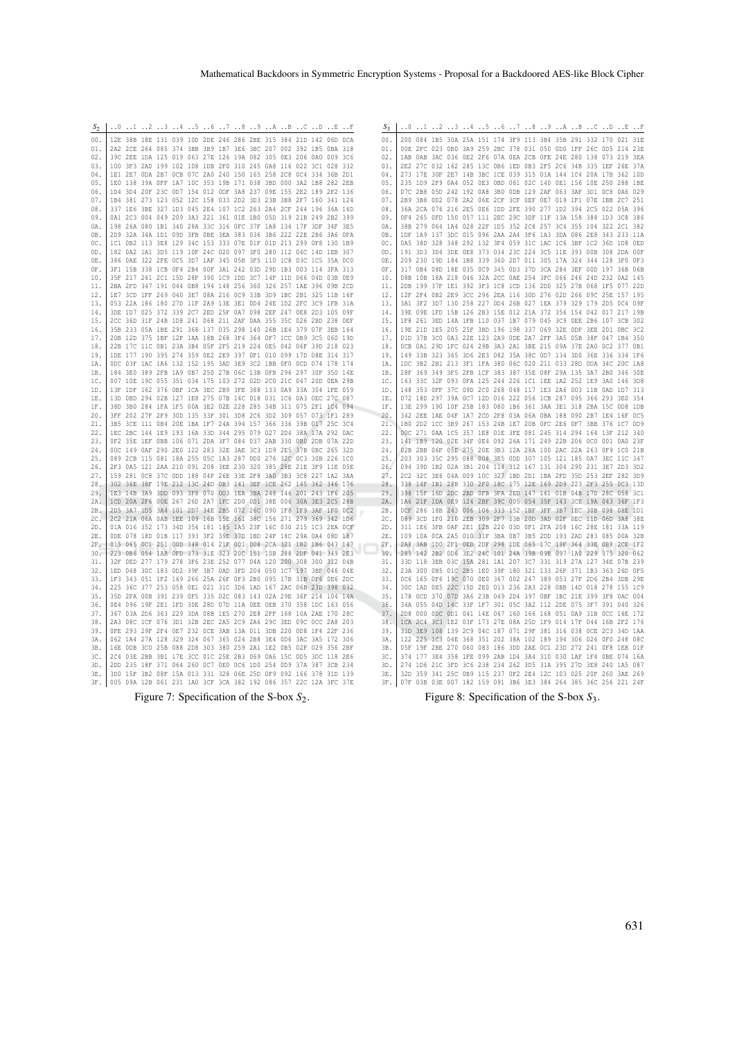| $S_2$ | ..0 | ..1 | ..2 | ..3 | ..4 | ..5 | ..6 | ..7 | ..8 | ..9 | ..A | ..B | ..C | ..D | ..E | ..F |
|---|---|---|---|---|---|---|---|---|---|---|---|---|---|---|---|---|
| 00. | 12E | 38B | 18E | 131 | 039 | 10D | 2DE | 246 | 286 | 2BE | 315 | 384 | 21D | 142 | 06D | 0CA |
| 01. | 2A2 | 2CE | 264 | 085 | 374 | 3BB | 3B9 | 1B7 | 3E6 | 3BC | 207 | 002 | 392 | 1B5 | 0BA | 318 |
| 02. | 39C | 2EE | 1DA | 125 | 019 | 063 | 27E | 126 | 19A | 082 | 305 | 0E3 | 206 | 0A0 | 009 | 3C6 |
| 03. | 100 | 3F3 | 2AD | 199 | 102 | 108 | 1DB | 2F0 | 310 | 245 | 0A8 | 116 | 022 | 3C1 | 028 | 332 |
| 04. | 1E1 | 2E7 | 0DA | 2B7 | 0CB | 07C | 2A0 | 240 | 150 | 165 | 258 | 2C8 | 0C4 | 334 | 36B | 2D1 |
| 05. | 1E0 | 138 | 39A | 0FF | 1A7 | 10C | 353 | 19B | 171 | 038 | 3BD | 000 | 3A2 | 1B8 | 282 | 2EB |
| 06. | 1D4 | 3D4 | 20F | 23C | 0D7 | 154 | 012 | 0DF | 3A8 | 237 | 09E | 155 | 2E2 | 189 | 2F2 | 136 |
| 07. | 1B4 | 381 | 273 | 123 | 052 | 12C | 158 | 033 | 2D2 | 3D3 | 23B | 3B8 | 2F7 | 160 | 341 | 124 |
| 08. | 337 | 1E6 | 3BE | 327 | 1D3 | 045 | 2E4 | 107 | 1C2 | 263 | 2A4 | 2CF | 244 | 196 | 36A | 16D |
| 09. | 0A1 | 2C3 | 004 | 049 | 209 | 3A3 | 221 | 361 | 01E | 1B0 | 05D | 319 | 21B | 249 | 2B2 | 399 |
| 0A. | 198 | 26A | 080 | 1B1 | 340 | 28A | 33C | 316 | 0FC | 37F | 1A8 | 134 | 17F | 3DF | 34F | 3E5 |
| 0B. | 2D9 | 32A | 34A | 1D1 | 09D | 3FB | 0BE | 3EA | 383 | 036 | 3B6 | 222 | 22E | 2B6 | 3A6 | 0FA |
| 0C. | 1C1 | 0B2 | 113 | 3E8 | 129 | 34C | 153 | 333 | 07E | 01F | 01D | 213 | 299 | 0F8 | 130 | 1B9 |
| 0D. | 182 | 0A2 | 1A1 | 3D5 | 119 | 10F | 24C | 020 | 097 | 3F0 | 280 | 112 | 04C | 14D | 1EB | 307 |
| 0E. | 386 | 0AE | 322 | 2FE | 0C5 | 3D7 | 1AF | 345 | 05B | 3F5 | 110 | 1C8 | 03C | 1C5 | 35A | 0C0 |
| 0F. | 3F1 | 15B | 338 | 1CB | 0F4 | 2B4 | 00F | 3A1 | 242 | 03D | 29D | 1B3 | 003 | 114 | 3FA | 313 |
| 10. | 35F | 217 | 261 | 2C1 | 15D | 28F | 390 | 1C9 | 1DD | 3C7 | 14F | 11D | 066 | 04D | 03B | 0E9 |
| 11. | 2BA | 2FD | 347 | 191 | 044 | 0B8 | 194 | 148 | 256 | 360 | 326 | 257 | 1AE | 396 | 09B | 2CD |
| 12. | 1E7 | 3CD | 1FF | 269 | 040 | 3E7 | 08A | 216 | 0C9 | 33B | 3D9 | 1BC | 2B1 | 325 | 11B | 16F |
| 13. | 053 | 22A | 186 | 180 | 27D | 11F | 2A9 | 13E | 3E1 | 0D4 | 24E | 1D2 | 2FC | 3C9 | 1FB | 31A |
| 14. | 3DE | 1D7 | 025 | 372 | 339 | 2C7 | 2ED | 25F | 0A7 | 098 | 2EF | 247 | 0E8 | 2D3 | 105 | 09F |
| 15. | 2CC | 36D | 31F | 24B | 1D8 | 241 | 068 | 211 | 2AF | 0AA | 355 | 35C | 026 | 2BD | 238 | 0EF |
| 16. | 35B | 233 | 05A | 1BE | 291 | 368 | 137 | 035 | 298 | 140 | 26B | 1E4 | 379 | 07F | 3EB | 164 |
| 17. | 20B | 12D | 375 | 1BF | 12F | 1AA | 18B | 268 | 3F4 | 364 | 0F7 | 1CC | 0B9 | 3C5 | 060 | 19D |
| 18. | 22B | 17C | 11C | 0B1 | 23A | 3B4 | 05F | 2F5 | 219 | 224 | 0E5 | 042 | 06F | 39D | 218 | 023 |
| 19. | 1DE | 177 | 190 | 395 | 274 | 359 | 0E2 | 2E9 | 397 | 0F1 | 010 | 099 | 17D | 08E | 314 | 317 |
| 1A. | 0DC | 03F | 1AC | 1A6 | 132 | 152 | 195 | 3AD | 3E9 | 3C2 | 1BB | 0F0 | 0CD | 074 | 178 | 174 |
| 1B. | 184 | 3E0 | 389 | 2FB | 1A9 | 0B7 | 250 | 27B | 06C | 13B | 0FB | 296 | 297 | 30F | 350 | 14E |
| 1C. | 007 | 10E | 19C | 055 | 351 | 034 | 175 | 103 | 272 | 02D | 2C0 | 21C | 047 | 20D | 0EA | 29B |
| 1D. | 13F | 1DF | 162 | 376 | 0BF | 1CA | 3EC | 2B9 | 3FE | 388 | 133 | 0A9 | 33A | 304 | 1FE | 059 |
| 1E. | 13D | 0BD | 294 | 02B | 127 | 1E8 | 275 | 07B | 14C | 018 | 031 | 1C6 | 0A3 | 0EC | 27C | 087 |
| 1F. | 38D | 3B0 | 284 | 1FA | 1F5 | 00A | 3E2 | 02E | 228 | 285 | 34B | 311 | 075 | 2F1 | 1C4 | 094 |
| 20. | 3FF | 202 | 27F | 2F9 | 30D | 135 | 33F | 301 | 3D8 | 2C6 | 3D2 | 309 | 057 | 073 | 1F1 | 289 |
| 21. | 3B5 | 3CE | 111 | 0B4 | 20E | 1BA | 1F7 | 24A | 394 | 157 | 366 | 336 | 39B | 017 | 25C | 3C4 |
| 22. | 1EC | 2BC | 144 | 1E9 | 193 | 16A | 33D | 344 | 295 | 079 | 027 | 2D4 | 38A | 17A | 292 | 0AC |
| 23. | 0F2 | 35E | 1EF | 0BB | 106 | 071 | 2DA | 3F7 | 084 | 037 | 2AB | 330 | 0B0 | 2DB | 07A | 22D |
| 24. | 00C | 149 | 0AF | 290 | 2E0 | 122 | 283 | 32E | 3AE | 3C3 | 1D9 | 2E5 | 37B | 0BC | 265 | 32D |
| 25. | 089 | 2CB | 115 | 081 | 18A | 255 | 05C | 1A3 | 287 | 0D0 | 276 | 32C | 0C3 | 30B | 226 | 1C0 |
| 26. | 2F3 | 0A5 | 121 | 2AA | 210 | 091 | 208 | 3EE | 230 | 320 | 385 | 28E | 21E | 3F9 | 11E | 05E |
| 27. | 159 | 281 | 0C8 | 37C | 0DD | 188 | 04F | 26E | 33E | 2F8 | 3A0 | 3B3 | 3C8 | 227 | 1A2 | 3AA |
| 28. | 302 | 36E | 38F | 19E | 212 | 13C | 24D | 0B3 | 141 | 3EF | 1CE | 262 | 145 | 362 | 346 | 176 |
| 29. | 1E3 | 14B | 3A9 | 3DD | 093 | 3F8 | 070 | 0D3 | 1EA | 3BA | 248 | 146 | 201 | 243 | 1F6 | 205 |
| 2A. | 1CD | 20A | 2F6 | 00E | 267 | 26D | 2A7 | 1FC | 2D0 | 0D1 | 38E | 006 | 30A | 3E3 | 2C5 | 28B |
| 2B. | 2D5 | 3A7 | 1D5 | 3A4 | 101 | 2D7 | 34E | 2B5 | 072 | 26C | 090 | 1F8 | 1F9 | 3AF | 1F0 | 0C2 |
| 2C. | 2C2 | 21A | 06A | 0AB | 1EE | 109 | 16B | 15E | 161 | 38C | 156 | 271 | 279 | 369 | 342 | 1D6 |
| 2D. | 01A | 016 | 352 | 173 | 34D | 354 | 181 | 185 | 1A5 | 23F | 16C | 030 | 215 | 1C3 | 2EA | 0CF |
| 2E. | 0DE | 078 | 18D | 01B | 117 | 393 | 3F2 | 39E | 37D | 1BD | 24F | 18C | 29A | 0A4 | 08D | 187 |
| 2F. | 015 | 065 | 0C1 | 251 | 00D | 348 | 014 | 21F | 001 | 008 | 2CA | 321 | 1B2 | 1B6 | 043 | 147 |
| 30. | 223 | 0B6 | 054 | 1AB | 0FD | 373 | 31E | 323 | 20C | 151 | 10B | 288 | 2DF | 041 | 349 | 2E3 |
| 31. | 32F | 0ED | 277 | 179 | 278 | 3F6 | 23E | 252 | 077 | 04A | 120 | 200 | 308 | 300 | 312 | 04B |
| 32. | 1ED | 048 | 30C | 183 | 0D2 | 39F | 3B7 | 0AD | 3FD | 204 | 050 | 1C7 | 197 | 3BF | 046 | 04E |
| 33. | 1F3 | 343 | 051 | 1F2 | 169 | 266 | 25A | 26F | 0F3 | 2B0 | 095 | 17B | 31B | 0F6 | 0E6 | 2DC |
| 34. | 225 | 36C | 377 | 253 | 058 | 0E1 | 021 | 31C | 3D6 | 1AD | 167 | 2AC | 06B | 23D | 398 | 032 |
| 35. | 35D | 2FA | 00B | 391 | 239 | 0F5 | 335 | 02C | 083 | 143 | 02A | 29E | 36F | 214 | 104 | 14A |
| 36. | 0E4 | 096 | 19F | 2E1 | 1FD | 30E | 28D | 07D | 11A | 0EE | 0EB | 370 | 358 | 1DC | 163 | 056 |
| 37. | 367 | 03A | 2D6 | 363 | 229 | 3DA | 08B | 1E5 | 270 | 2E8 | 2FF | 168 | 10A | 2AE | 170 | 28C |
| 38. | 2A3 | 08C | 1CF | 076 | 3D1 | 32B | 2EC | 2A5 | 2C9 | 2A6 | 29C | 3ED | 09C | 0CC | 2A8 | 203 |
| 39. | 0FE | 293 | 29F | 2F4 | 0E7 | 232 | 0CE | 3AB | 13A | 011 | 3DB | 220 | 0D8 | 1F4 | 22F | 236 |
| 3A. | 062 | 1A4 | 27A | 128 | 329 | 324 | 067 | 365 | 024 | 2B8 | 3E4 | 0D6 | 3AC | 3A5 | 172 | 306 |
| 3B. | 16E | 0DB | 3C0 | 25B | 088 | 2D8 | 303 | 380 | 259 | 2A1 | 1E2 | 0B5 | 02F | 029 | 356 | 2BF |
| 3C. | 2C4 | 03E | 2BB | 3B1 | 17E | 3CC | 01C | 25E | 2B3 | 069 | 0A6 | 15C | 0D5 | 3DC | 118 | 2E6 |
| 3D. | 2DD | 235 | 18F | 371 | 064 | 260 | 0C7 | 0E0 | 0C6 | 1D0 | 254 | 0D9 | 37A | 387 | 3CB | 234 |
| 3E. | 3D0 | 15F | 3B2 | 08F | 15A | 013 | 331 | 328 | 06E | 25D | 0F9 | 092 | 166 | 378 | 31D | 139 |
| 3F. | 005 | 09A | 12B | 061 | 231 | 1A0 | 3CF | 3CA | 382 | 192 | 086 | 357 | 22C | 12A | 3FC | 37E |

Figure 7: Specification of the S-box $S_2$.

| $S_3$ | ..0 | ..1 | ..2 | ..3 | ..4 | ..5 | ..6 | ..7 | ..8 | ..9 | ..A | ..B | ..C | ..D | ..E | ..F |
|---|---|---|---|---|---|---|---|---|---|---|---|---|---|---|---|---|
| 00. | 200 | 084 | 1B5 | 30A | 25A | 151 | 174 | 3F9 | 113 | 3B4 | 35B | 291 | 332 | 170 | 021 | 31E |
| 01. | 00E | 2FC | 023 | 0B0 | 3A9 | 259 | 2BC | 378 | 031 | 050 | 0D0 | 1FF | 26C | 0D5 | 214 | 23E |
| 02. | 1AB | 0AB | 3AC | 036 | 0E2 | 2F6 | 07A | 0EA | 2CB | 0FE | 24E | 280 | 138 | 073 | 219 | 3EA |
| 03. | 2E2 | 27C | 032 | 162 | 285 | 13C | 0B6 | 1ED | 0B3 | 2F5 | 2C6 | 34B | 335 | 1EF | 26E | 37A |
| 04. | 273 | 17E | 30F | 2E7 | 14B | 3BC | 1CE | 039 | 315 | 01A | 144 | 1C4 | 20A | 17B | 362 | 10D |
| 05. | 235 | 1D9 | 2F9 | 0A4 | 052 | 0E3 | 0BD | 061 | 02C | 140 | 0E1 | 156 | 10E | 250 | 288 | 1BE |
| 06. | 07C | 2B8 | 05D | 242 | 192 | 0A8 | 3B0 | 0DB | 129 | 2AF | 063 | 3AF | 3D1 | 0C8 | 0A6 | 029 |
| 07. | 2B9 | 3B8 | 0D2 | 078 | 2A2 | 06E | 2CF | 3CF | 0EF | 0E7 | 019 | 1F1 | 07E | 1BB | 2C7 | 251 |
| 08. | 36A | 2CA | 076 | 216 | 2E5 | 0E6 | 1DD | 2FE | 390 | 277 | 1D2 | 394 | 2C5 | 022 | 05A | 396 |
| 09. | 0F4 | 265 | 0FD | 150 | 057 | 111 | 2EC | 29C | 3DF | 11F | 13A | 158 | 388 | 1D3 | 3C8 | 386 |
| 0A. | 38B | 279 | 064 | 1A4 | 028 | 22F | 1D5 | 352 | 2C8 | 257 | 3C4 | 355 | 104 | 322 | 2C1 | 382 |
| 0B. | 1DF | 1A9 | 137 | 3DC | 015 | 096 | 2AA | 2A4 | 3F6 | 1A3 | 3DA | 086 | 2E8 | 343 | 233 | 11A |
| 0C. | 0A5 | 38D | 328 | 348 | 292 | 132 | 3F4 | 059 | 31C | 1AC | 1C6 | 3BF | 1C2 | 36D | 1D8 | 0ED |
| 0D. | 191 | 3D3 | 3D4 | 3DE | 0E8 | 373 | 034 | 23C | 224 | 3C5 | 11E | 393 | 00B | 308 | 2DA | 00F |
| 0E. | 209 | 230 | 19D | 184 | 1B8 | 339 | 360 | 2D7 | 011 | 305 | 17A | 324 | 344 | 128 | 3F0 | 0F3 |
| 0F. | 317 | 0B4 | 08D | 18E | 035 | 0C9 | 345 | 0D3 | 37D | 3CA | 284 | 3EF | 00D | 197 | 36B | 06B |
| 10. | 08B | 10B | 18A | 218 | 046 | 32A | 2CC | 0AE | 254 | 3FC | 066 | 246 | 24D | 232 | 0A2 | 145 |
| 11. | 2DB | 199 | 37F | 1E1 | 392 | 3F3 | 1C8 | 1CD | 136 | 2D0 | 325 | 27B | 068 | 1F5 | 077 | 22D |
| 12. | 12F | 2F4 | 0B2 | 2E9 | 3CC | 296 | 2EA | 116 | 30D | 276 | 02D | 266 | 09C | 25E | 157 | 195 |
| 13. | 3A1 | 3F2 | 3D7 | 130 | 258 | 227 | 0D4 | 26B | 027 | 1EA | 379 | 329 | 179 | 2D5 | 0C4 | 09F |
| 14. | 39E | 09E | 1FD | 15B | 126 | 2B3 | 15E | 012 | 21A | 372 | 356 | 154 | 042 | 017 | 217 | 19B |
| 15. | 1F8 | 261 | 3ED | 14A | 1FB | 110 | 037 | 1B7 | 079 | 045 | 3C9 | 0EE | 2B6 | 107 | 3CB | 302 |
| 16. | 19E | 21D | 1E5 | 205 | 25F | 3BD | 196 | 198 | 337 | 069 | 32E | 0DF | 3EE | 201 | 0BC | 3C2 |
| 17. | 01D | 37B | 3C0 | 0A3 | 22E | 123 | 2A9 | 0DE | 2A7 | 2FF | 3A5 | 05B | 38F | 047 | 1B4 | 350 |
| 18. | 0CB | 0A1 | 29D | 1FC | 024 | 29B | 3A3 | 2A1 | 3BE | 215 | 09A | 37E | 2A0 | 0C2 | 377 | 0B1 |
| 19. | 149 | 33B | 323 | 365 | 3D6 | 2E3 | 082 | 35A | 38C | 0D7 | 134 | 3D0 | 36E | 336 | 334 | 1F6 |
| 1A. | 1DC | 3B2 | 2B1 | 213 | 3F1 | 1FA | 380 | 06C | 020 | 211 | 033 | 28D | 0DA | 34C | 20C | 1A8 |
| 1B. | 28F | 369 | 349 | 3F5 | 2FB | 1CF | 383 | 387 | 35E | 08F | 29A | 135 | 3A7 | 2B0 | 346 | 30E |
| 1C. | 163 | 33C | 32F | 093 | 0FA | 125 | 244 | 226 | 1C1 | 1EE | 1A2 | 252 | 1E9 | 3A0 | 146 | 3D8 |
| 1D. | 148 | 353 | 0FF | 37C | 09D | 2C0 | 268 | 048 | 117 | 1E3 | 2A6 | 003 | 11B | 0AD | 1D7 | 313 |
| 1E. | 072 | 18D | 297 | 39A | 0C7 | 12D | 016 | 222 | 056 | 1CB | 287 | 095 | 366 | 293 | 3E0 | 354 |
| 1F. | 13E | 299 | 190 | 10F | 25B | 183 | 080 | 1B6 | 361 | 3AA | 3E1 | 318 | 2BA | 15C | 0D8 | 1DB |
| 20. | 342 | 2EE | 1AE | 04F | 1A7 | 2CD | 2F8 | 03A | 06A | 0BA | 188 | 090 | 2B7 | 1E4 | 16F | 0C5 |
| 21. | 1B0 | 2D2 | 1CC | 3B9 | 267 | 153 | 24B | 1E7 | 20B | 0FC | 2E6 | 0F7 | 3BB | 376 | 1C7 | 0D9 |
| 22. | 00C | 271 | 0AA | 1C5 | 357 | 1E8 | 01E | 3FE | 081 | 245 | 314 | 294 | 164 | 13F | 212 | 340 |
| 23. | 141 | 1B9 | 120 | 02E | 34F | 0E4 | 092 | 26A | 171 | 249 | 22B | 206 | 0C0 | 001 | 0A0 | 23F |
| 24. | 02B | 2BB | 06F | 05E | 275 | 20E | 3B3 | 12A | 28A | 100 | 2AC | 22A | 263 | 0F9 | 1C0 | 21B |
| 25. | 203 | 303 | 35C | 295 | 088 | 008 | 3E5 | 0DD | 307 | 105 | 121 | 185 | 0A7 | 3EC | 11C | 347 |
| 26. | 094 | 39D | 1B2 | 02A | 3B1 | 204 | 114 | 312 | 167 | 131 | 304 | 290 | 231 | 3E7 | 2D3 | 3D2 |
| 27. | 2C2 | 32C | 3E6 | 04A | 009 | 10C | 327 | 1BD | 2D1 | 1BA | 2FD | 35D | 253 | 2EF | 282 | 3D9 |
| 28. | 338 | 14F | 1B1 | 28B | 330 | 2F0 | 18C | 175 | 12E | 169 | 2D9 | 223 | 2F3 | 255 | 0C3 | 13D |
| 29. | 398 | 15F | 16D | 2DC | 2BD | 0FB | 3FA | 2ED | 147 | 161 | 01B | 04B | 17D | 28C | 058 | 3C1 |
| 2A. | 1A6 | 21F | 1DA | 0E9 | 124 | 2BF | 39C | 005 | 054 | 35F | 143 | 3CE | 19A | 043 | 36F | 1F3 |
| 2B. | 0CF | 286 | 18B | 243 | 006 | 106 | 333 | 152 | 1BF | 3FF | 3B7 | 1EC | 30B | 098 | 08E | 1D1 |
| 2C. | 089 | 3CD | 1F0 | 210 | 2EB | 309 | 2F7 | 13B | 20D | 3AD | 02F | 0EC | 11D | 06D | 3A8 | 38E |
| 2D. | 311 | 1E6 | 3FB | 0AF | 2E1 | 12B | 220 | 03D | 0F1 | 2FA | 208 | 16C | 28E | 181 | 33A | 119 |
| 2E. | 109 | 10A | 0CA | 2A5 | 010 | 31F | 3BA | 0B7 | 3B5 | 2DD | 193 | 2AD | 283 | 085 | 00A | 32B |
| 2F. | 2A8 | 3AB | 1D0 | 2F1 | 0EB | 2DF | 298 | 1DE | 065 | 17C | 18F | 364 | 33E | 0B8 | 2CE | 1F2 |
| 30. | 3E9 | 142 | 2B2 | 0D6 | 3E2 | 24C | 101 | 24A | 39B | 09B | 097 | 1A0 | 229 | 375 | 320 | 062 |
| 31. | 33D | 118 | 3EB | 03C | 15A | 281 | 1A1 | 207 | 3C7 | 331 | 319 | 27A | 127 | 34E | 07B | 239 |
| 32. | 23A | 300 | 0B5 | 01C | 2B5 | 1E0 | 39F | 180 | 321 | 133 | 26F | 371 | 1B3 | 363 | 26D | 0F5 |
| 33. | 0C6 | 165 | 0F6 | 19C | 070 | 0E0 | 367 | 002 | 247 | 389 | 053 | 27F | 2D6 | 2B4 | 3DB | 29E |
| 34. | 30C | 1AD | 0E5 | 22C | 15D | 2E0 | 013 | 236 | 2A3 | 228 | 0BB | 14D | 018 | 278 | 155 | 1C9 |
| 35. | 178 | 0CD | 370 | 07D | 3A6 | 23B | 049 | 2D4 | 397 | 0BF | 1BC | 21E | 399 | 3F8 | 0AC | 004 |
| 36. | 34A | 055 | 04D | 14C | 33F | 1F7 | 301 | 05C | 3A2 | 112 | 2DE | 075 | 3F7 | 391 | 040 | 326 |
| 37. | 2D8 | 000 | 0DC | 0D1 | 041 | 14E | 067 | 160 | 166 | 168 | 051 | 0A9 | 31B | 0CC | 16E | 172 |
| 38. | 1CA | 2C4 | 3C3 | 1E2 | 03F | 173 | 27E | 08A | 25D | 1F9 | 014 | 1F4 | 044 | 16B | 2F2 | 176 |
| 39. | 31D | 3E9 | 108 | 139 | 2C9 | 04C | 187 | 071 | 29F | 381 | 316 | 038 | 0CE | 2C3 | 34D | 1AA |
| 3A. | 122 | 225 | 1C3 | 04E | 368 | 351 | 202 | 38A | 102 | 189 | 194 | 306 | 026 | 0F0 | 248 | 08C |
| 3B. | 05F | 19F | 2BE | 270 | 060 | 083 | 186 | 3DD | 2AE | 0C1 | 23D | 272 | 241 | 0F8 | 1EB | 01F |
| 3C. | 374 | 177 | 3E4 | 358 | 1FE | 099 | 2AB | 1D4 | 3A4 | 310 | 030 | 1AF | 1F4 | 0BE | 074 | 16A |
| 3D. | 274 | 1D6 | 21C | 3FD | 3C6 | 238 | 234 | 262 | 3D5 | 31A | 395 | 27D | 3E8 | 240 | 1A5 | 087 |
| 3E. | 32D | 359 | 341 | 25C | 0B9 | 115 | 237 | 0F2 | 2E4 | 12C | 103 | 025 | 20F | 260 | 3AE | 269 |
| 3F. | 07F | 03B | 03E | 007 | 182 | 159 | 091 | 3B6 | 3E3 | 384 | 264 | 385 | 35C | 256 | 221 | 24F |

Figure 8: Specification of the S-box $S_3$.